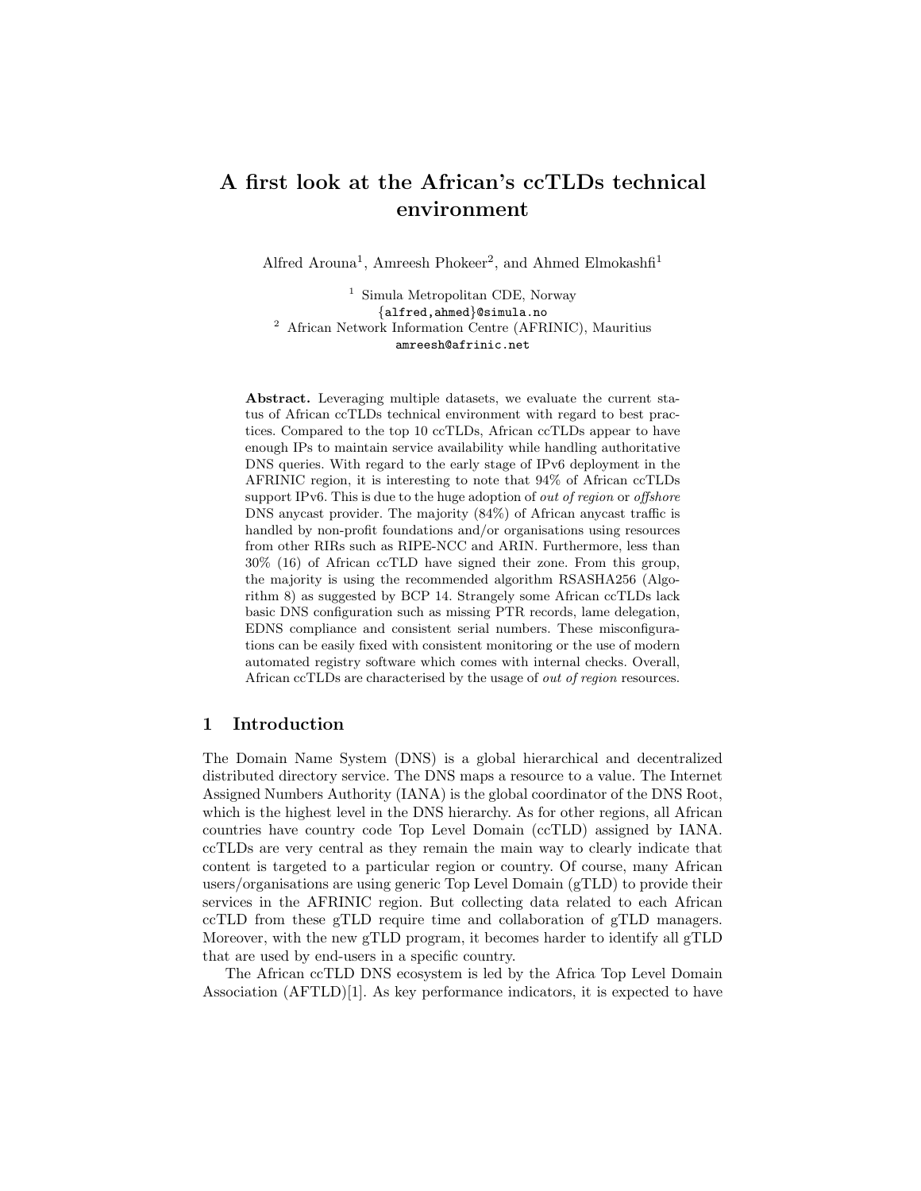# A first look at the African's ccTLDs technical environment

Alfred Arouna[1], Amreesh Phokeer[2], and Ahmed Elmokashfi[1]

[1] Simula Metropolitan CDE, Norway
{alfred,ahmed}@simula.no

[2] African Network Information Centre (AFRINIC), Mauritius
amreesh@afrinic.net

**Abstract.** Leveraging multiple datasets, we evaluate the current status of African ccTLDs technical environment with regard to best practices. Compared to the top 10 ccTLDs, African ccTLDs appear to have enough IPs to maintain service availability while handling authoritative DNS queries. With regard to the early stage of IPv6 deployment in the AFRINIC region, it is interesting to note that 94% of African ccTLDs support IPv6. This is due to the huge adoption of *out of region* or *offshore* DNS anycast provider. The majority (84%) of African anycast traffic is handled by non-profit foundations and/or organisations using resources from other RIRs such as RIPE-NCC and ARIN. Furthermore, less than 30% (16) of African ccTLD have signed their zone. From this group, the majority is using the recommended algorithm RSASHA256 (Algorithm 8) as suggested by BCP 14. Strangely some African ccTLDs lack basic DNS configuration such as missing PTR records, lame delegation, EDNS compliance and consistent serial numbers. These misconfigurations can be easily fixed with consistent monitoring or the use of modern automated registry software which comes with internal checks. Overall, African ccTLDs are characterised by the usage of *out of region* resources.

## 1 Introduction

The Domain Name System (DNS) is a global hierarchical and decentralized distributed directory service. The DNS maps a resource to a value. The Internet Assigned Numbers Authority (IANA) is the global coordinator of the DNS Root, which is the highest level in the DNS hierarchy. As for other regions, all African countries have country code Top Level Domain (ccTLD) assigned by IANA. ccTLDs are very central as they remain the main way to clearly indicate that content is targeted to a particular region or country. Of course, many African users/organisations are using generic Top Level Domain (gTLD) to provide their services in the AFRINIC region. But collecting data related to each African ccTLD from these gTLD require time and collaboration of gTLD managers. Moreover, with the new gTLD program, it becomes harder to identify all gTLD that are used by end-users in a specific country.

The African ccTLD DNS ecosystem is led by the Africa Top Level Domain Association (AFTLD)[1]. As key performance indicators, it is expected to have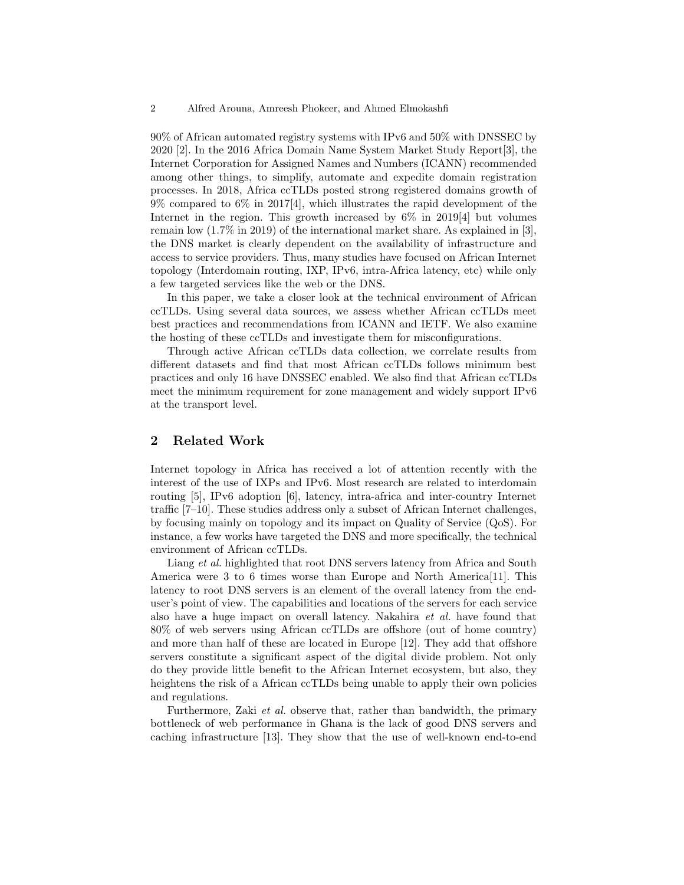90% of African automated registry systems with IPv6 and 50% with DNSSEC by 2020 [2]. In the 2016 Africa Domain Name System Market Study Report[3], the Internet Corporation for Assigned Names and Numbers (ICANN) recommended among other things, to simplify, automate and expedite domain registration processes. In 2018, Africa ccTLDs posted strong registered domains growth of 9% compared to 6% in 2017[4], which illustrates the rapid development of the Internet in the region. This growth increased by 6% in 2019[4] but volumes remain low (1.7% in 2019) of the international market share. As explained in [3], the DNS market is clearly dependent on the availability of infrastructure and access to service providers. Thus, many studies have focused on African Internet topology (Interdomain routing, IXP, IPv6, intra-Africa latency, etc) while only a few targeted services like the web or the DNS.

In this paper, we take a closer look at the technical environment of African ccTLDs. Using several data sources, we assess whether African ccTLDs meet best practices and recommendations from ICANN and IETF. We also examine the hosting of these ccTLDs and investigate them for misconfigurations.

Through active African ccTLDs data collection, we correlate results from different datasets and find that most African ccTLDs follows minimum best practices and only 16 have DNSSEC enabled. We also find that African ccTLDs meet the minimum requirement for zone management and widely support IPv6 at the transport level.

## 2 Related Work

Internet topology in Africa has received a lot of attention recently with the interest of the use of IXPs and IPv6. Most research are related to interdomain routing [5], IPv6 adoption [6], latency, intra-africa and inter-country Internet traffic [7–10]. These studies address only a subset of African Internet challenges, by focusing mainly on topology and its impact on Quality of Service (QoS). For instance, a few works have targeted the DNS and more specifically, the technical environment of African ccTLDs.

Liang *et al.* highlighted that root DNS servers latency from Africa and South America were 3 to 6 times worse than Europe and North America[11]. This latency to root DNS servers is an element of the overall latency from the end-user's point of view. The capabilities and locations of the servers for each service also have a huge impact on overall latency. Nakahira *et al.* have found that 80% of web servers using African ccTLDs are offshore (out of home country) and more than half of these are located in Europe [12]. They add that offshore servers constitute a significant aspect of the digital divide problem. Not only do they provide little benefit to the African Internet ecosystem, but also, they heightens the risk of a African ccTLDs being unable to apply their own policies and regulations.

Furthermore, Zaki *et al.* observe that, rather than bandwidth, the primary bottleneck of web performance in Ghana is the lack of good DNS servers and caching infrastructure [13]. They show that the use of well-known end-to-end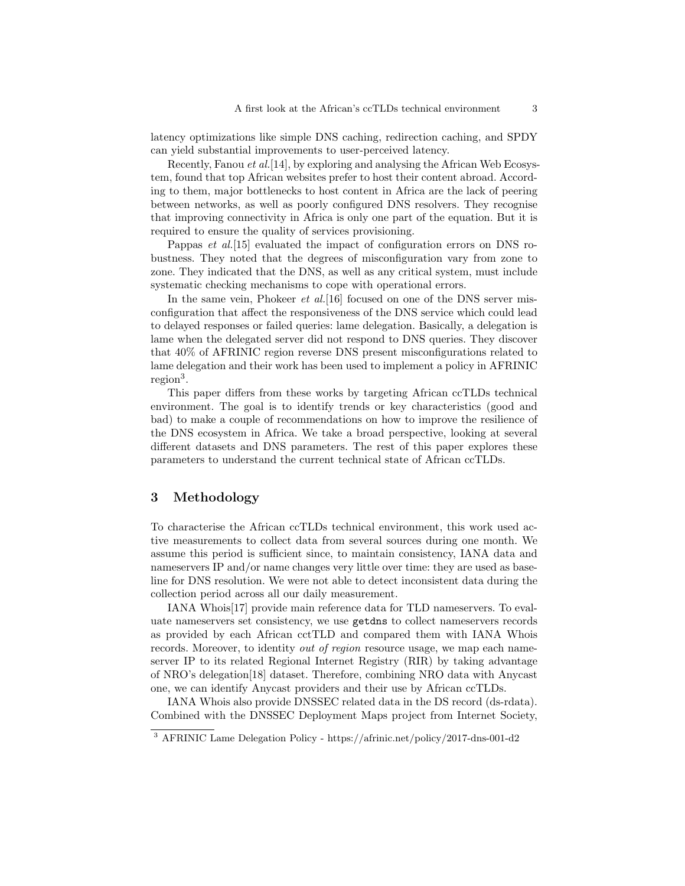latency optimizations like simple DNS caching, redirection caching, and SPDY can yield substantial improvements to user-perceived latency.

Recently, Fanou *et al.*[14], by exploring and analysing the African Web Ecosystem, found that top African websites prefer to host their content abroad. According to them, major bottlenecks to host content in Africa are the lack of peering between networks, as well as poorly configured DNS resolvers. They recognise that improving connectivity in Africa is only one part of the equation. But it is required to ensure the quality of services provisioning.

Pappas *et al.*[15] evaluated the impact of configuration errors on DNS robustness. They noted that the degrees of misconfiguration vary from zone to zone. They indicated that the DNS, as well as any critical system, must include systematic checking mechanisms to cope with operational errors.

In the same vein, Phokeer *et al.*[16] focused on one of the DNS server misconfiguration that affect the responsiveness of the DNS service which could lead to delayed responses or failed queries: lame delegation. Basically, a delegation is lame when the delegated server did not respond to DNS queries. They discover that 40% of AFRINIC region reverse DNS present misconfigurations related to lame delegation and their work has been used to implement a policy in AFRINIC region[3].

This paper differs from these works by targeting African ccTLDs technical environment. The goal is to identify trends or key characteristics (good and bad) to make a couple of recommendations on how to improve the resilience of the DNS ecosystem in Africa. We take a broad perspective, looking at several different datasets and DNS parameters. The rest of this paper explores these parameters to understand the current technical state of African ccTLDs.

## 3 Methodology

To characterise the African ccTLDs technical environment, this work used active measurements to collect data from several sources during one month. We assume this period is sufficient since, to maintain consistency, IANA data and nameservers IP and/or name changes very little over time: they are used as baseline for DNS resolution. We were not able to detect inconsistent data during the collection period across all our daily measurement.

IANA Whois[17] provide main reference data for TLD nameservers. To evaluate nameservers set consistency, we use `getdns` to collect nameservers records as provided by each African cctTLD and compared them with IANA Whois records. Moreover, to identity *out of region* resource usage, we map each nameserver IP to its related Regional Internet Registry (RIR) by taking advantage of NRO's delegation[18] dataset. Therefore, combining NRO data with Anycast one, we can identify Anycast providers and their use by African ccTLDs.

IANA Whois also provide DNSSEC related data in the DS record (ds-rdata). Combined with the DNSSEC Deployment Maps project from Internet Society,

[3] AFRINIC Lame Delegation Policy - https://afrinic.net/policy/2017-dns-001-d2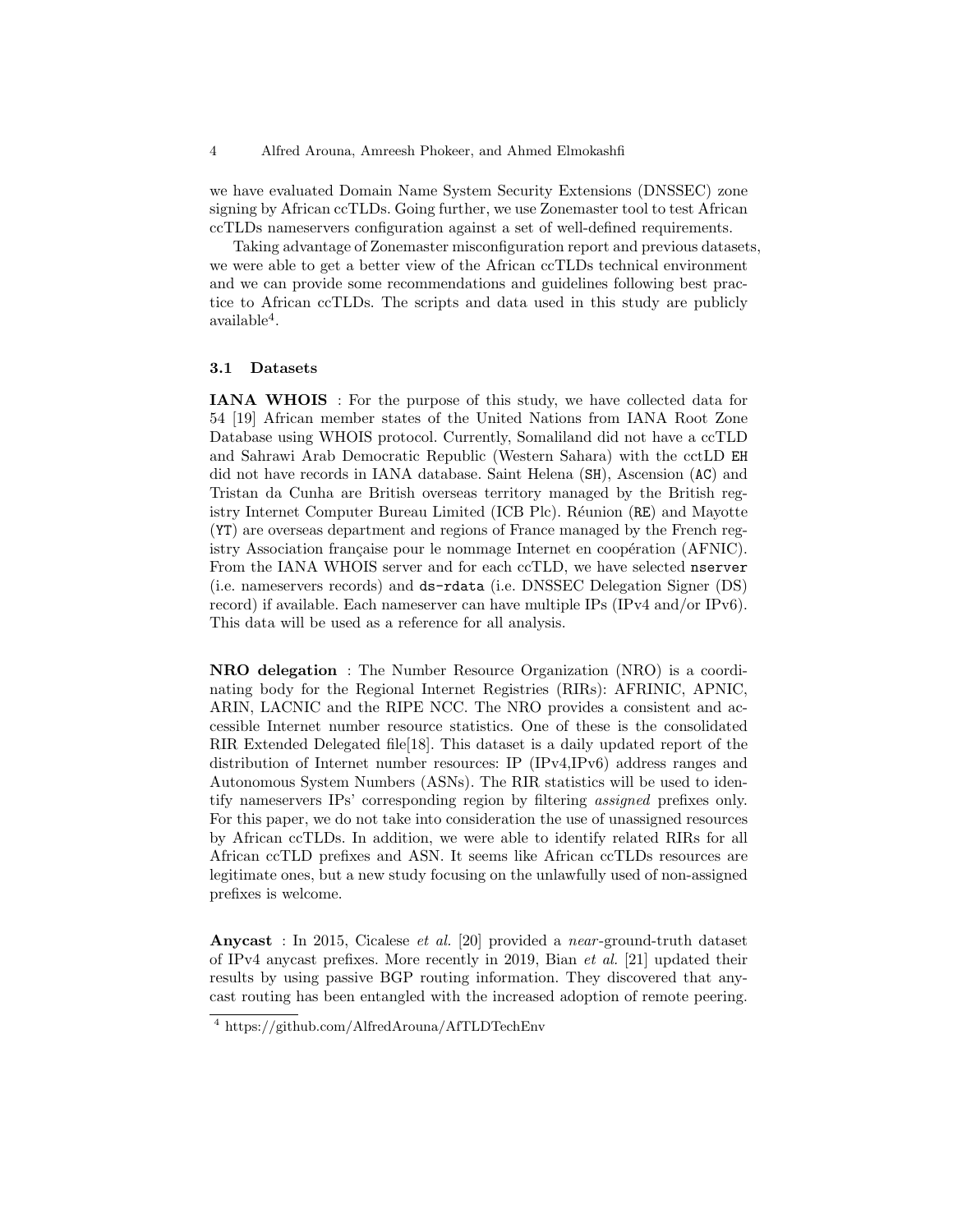we have evaluated Domain Name System Security Extensions (DNSSEC) zone signing by African ccTLDs. Going further, we use Zonemaster tool to test African ccTLDs nameservers configuration against a set of well-defined requirements.

Taking advantage of Zonemaster misconfiguration report and previous datasets, we were able to get a better view of the African ccTLDs technical environment and we can provide some recommendations and guidelines following best practice to African ccTLDs. The scripts and data used in this study are publicly available[4].

### 3.1 Datasets

**IANA WHOIS** : For the purpose of this study, we have collected data for 54 [19] African member states of the United Nations from IANA Root Zone Database using WHOIS protocol. Currently, Somaliland did not have a ccTLD and Sahrawi Arab Democratic Republic (Western Sahara) with the cctLD `EH` did not have records in IANA database. Saint Helena (`SH`), Ascension (`AC`) and Tristan da Cunha are British overseas territory managed by the British registry Internet Computer Bureau Limited (ICB Plc). Réunion (`RE`) and Mayotte (`YT`) are overseas department and regions of France managed by the French registry Association française pour le nommage Internet en coopération (AFNIC). From the IANA WHOIS server and for each ccTLD, we have selected `nserver` (i.e. nameservers records) and `ds-rdata` (i.e. DNSSEC Delegation Signer (DS) record) if available. Each nameserver can have multiple IPs (IPv4 and/or IPv6). This data will be used as a reference for all analysis.

**NRO delegation** : The Number Resource Organization (NRO) is a coordinating body for the Regional Internet Registries (RIRs): AFRINIC, APNIC, ARIN, LACNIC and the RIPE NCC. The NRO provides a consistent and accessible Internet number resource statistics. One of these is the consolidated RIR Extended Delegated file[18]. This dataset is a daily updated report of the distribution of Internet number resources: IP (IPv4,IPv6) address ranges and Autonomous System Numbers (ASNs). The RIR statistics will be used to identify nameservers IPs' corresponding region by filtering *assigned* prefixes only. For this paper, we do not take into consideration the use of unassigned resources by African ccTLDs. In addition, we were able to identify related RIRs for all African ccTLD prefixes and ASN. It seems like African ccTLDs resources are legitimate ones, but a new study focusing on the unlawfully used of non-assigned prefixes is welcome.

**Anycast** : In 2015, Cicalese *et al.* [20] provided a *near*-ground-truth dataset of IPv4 anycast prefixes. More recently in 2019, Bian *et al.* [21] updated their results by using passive BGP routing information. They discovered that anycast routing has been entangled with the increased adoption of remote peering.

[4] https://github.com/AlfredArouna/AfTLDTechEnv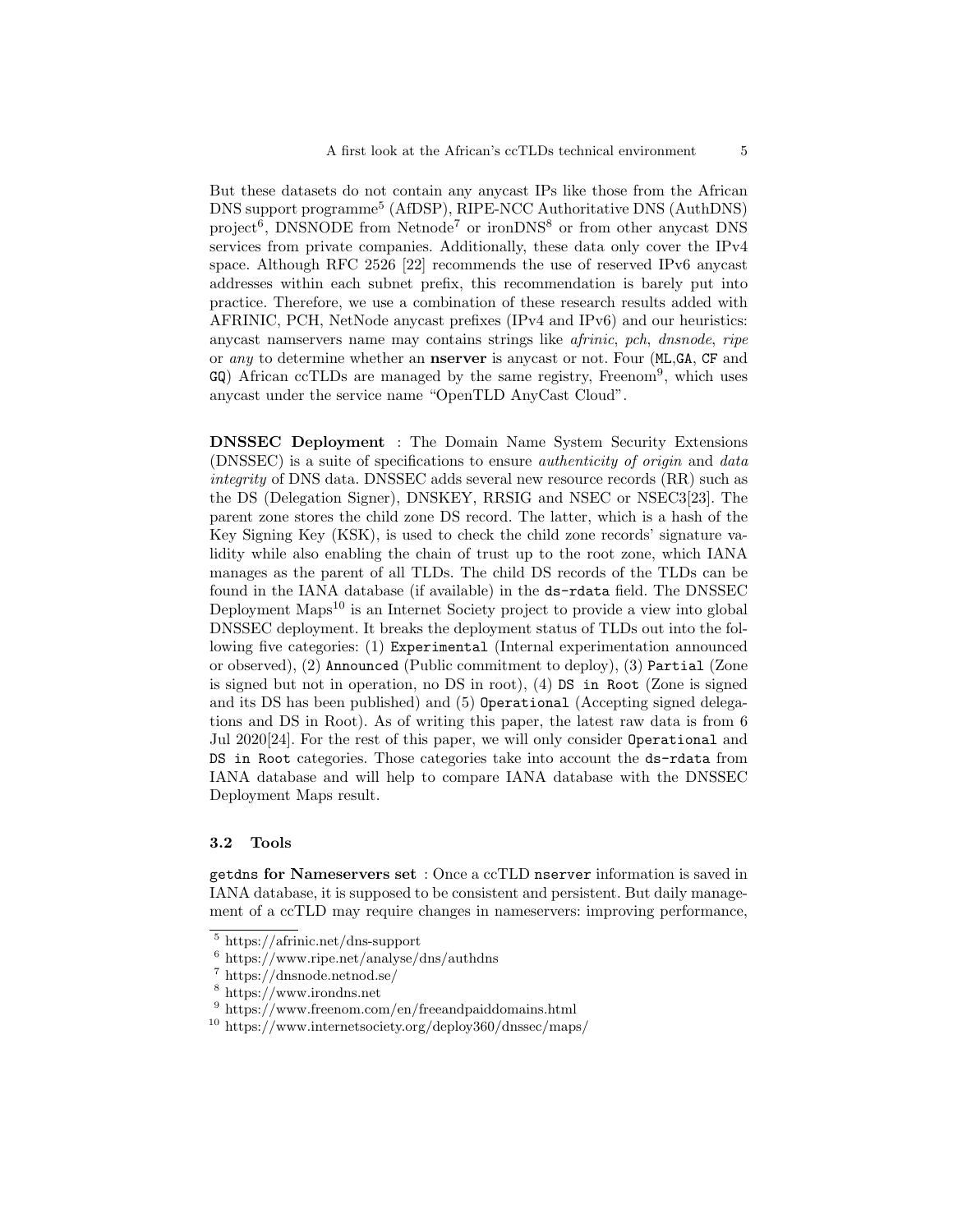But these datasets do not contain any anycast IPs like those from the African DNS support programme[5] (AfDSP), RIPE-NCC Authoritative DNS (AuthDNS) project[6], DNSNODE from Netnode[7] or ironDNS[8] or from other anycast DNS services from private companies. Additionally, these data only cover the IPv4 space. Although RFC 2526 [22] recommends the use of reserved IPv6 anycast addresses within each subnet prefix, this recommendation is barely put into practice. Therefore, we use a combination of these research results added with AFRINIC, PCH, NetNode anycast prefixes (IPv4 and IPv6) and our heuristics: anycast namservers name may contains strings like *afrinic*, *pch*, *dnsnode*, *ripe* or *any* to determine whether an **nserver** is anycast or not. Four (`ML`,`GA`, `CF` and `GQ`) African ccTLDs are managed by the same registry, Freenom[9], which uses anycast under the service name "OpenTLD AnyCast Cloud".

**DNSSEC Deployment** : The Domain Name System Security Extensions (DNSSEC) is a suite of specifications to ensure *authenticity of origin* and *data integrity* of DNS data. DNSSEC adds several new resource records (RR) such as the DS (Delegation Signer), DNSKEY, RRSIG and NSEC or NSEC3[23]. The parent zone stores the child zone DS record. The latter, which is a hash of the Key Signing Key (KSK), is used to check the child zone records' signature validity while also enabling the chain of trust up to the root zone, which IANA manages as the parent of all TLDs. The child DS records of the TLDs can be found in the IANA database (if available) in the `ds-rdata` field. The DNSSEC Deployment Maps[10] is an Internet Society project to provide a view into global DNSSEC deployment. It breaks the deployment status of TLDs out into the following five categories: (1) `Experimental` (Internal experimentation announced or observed), (2) `Announced` (Public commitment to deploy), (3) `Partial` (Zone is signed but not in operation, no DS in root), (4) `DS in Root` (Zone is signed and its DS has been published) and (5) `Operational` (Accepting signed delegations and DS in Root). As of writing this paper, the latest raw data is from 6 Jul 2020[24]. For the rest of this paper, we will only consider `Operational` and `DS in Root` categories. Those categories take into account the `ds-rdata` from IANA database and will help to compare IANA database with the DNSSEC Deployment Maps result.

### 3.2 Tools

**`getdns` for Nameservers set** : Once a ccTLD `nserver` information is saved in IANA database, it is supposed to be consistent and persistent. But daily management of a ccTLD may require changes in nameservers: improving performance,

---

[5] https://afrinic.net/dns-support
[6] https://www.ripe.net/analyse/dns/authdns
[7] https://dnsnode.netnod.se/
[8] https://www.irondns.net
[9] https://www.freenom.com/en/freeandpaiddomains.html
[10] https://www.internetsociety.org/deploy360/dnssec/maps/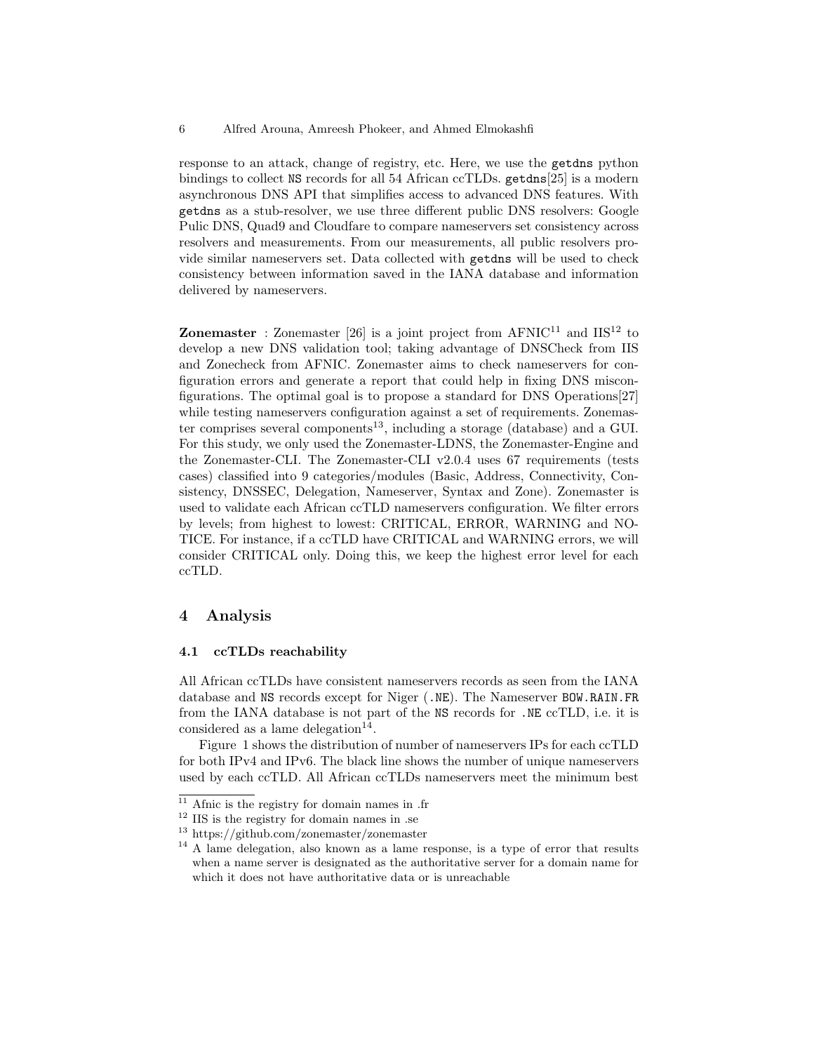response to an attack, change of registry, etc. Here, we use the `getdns` python bindings to collect `NS` records for all 54 African ccTLDs. `getdns`[25] is a modern asynchronous DNS API that simplifies access to advanced DNS features. With `getdns` as a stub-resolver, we use three different public DNS resolvers: Google Pulic DNS, Quad9 and Cloudfare to compare nameservers set consistency across resolvers and measurements. From our measurements, all public resolvers provide similar nameservers set. Data collected with `getdns` will be used to check consistency between information saved in the IANA database and information delivered by nameservers.

**Zonemaster** : Zonemaster [26] is a joint project from AFNIC[11] and IIS[12] to develop a new DNS validation tool; taking advantage of DNSCheck from IIS and Zonecheck from AFNIC. Zonemaster aims to check nameservers for configuration errors and generate a report that could help in fixing DNS misconfigurations. The optimal goal is to propose a standard for DNS Operations[27] while testing nameservers configuration against a set of requirements. Zonemaster comprises several components[13], including a storage (database) and a GUI. For this study, we only used the Zonemaster-LDNS, the Zonemaster-Engine and the Zonemaster-CLI. The Zonemaster-CLI v2.0.4 uses 67 requirements (tests cases) classified into 9 categories/modules (Basic, Address, Connectivity, Consistency, DNSSEC, Delegation, Nameserver, Syntax and Zone). Zonemaster is used to validate each African ccTLD nameservers configuration. We filter errors by levels; from highest to lowest: CRITICAL, ERROR, WARNING and NOTICE. For instance, if a ccTLD have CRITICAL and WARNING errors, we will consider CRITICAL only. Doing this, we keep the highest error level for each ccTLD.

## 4 Analysis

### 4.1 ccTLDs reachability

All African ccTLDs have consistent nameservers records as seen from the IANA database and `NS` records except for Niger (`.NE`). The Nameserver `BOW.RAIN.FR` from the IANA database is not part of the `NS` records for `.NE` ccTLD, i.e. it is considered as a lame delegation[14].

Figure 1 shows the distribution of number of nameservers IPs for each ccTLD for both IPv4 and IPv6. The black line shows the number of unique nameservers used by each ccTLD. All African ccTLDs nameservers meet the minimum best

---

[11] Afnic is the registry for domain names in .fr

[12] IIS is the registry for domain names in .se

[13] https://github.com/zonemaster/zonemaster

[14] A lame delegation, also known as a lame response, is a type of error that results when a name server is designated as the authoritative server for a domain name for which it does not have authoritative data or is unreachable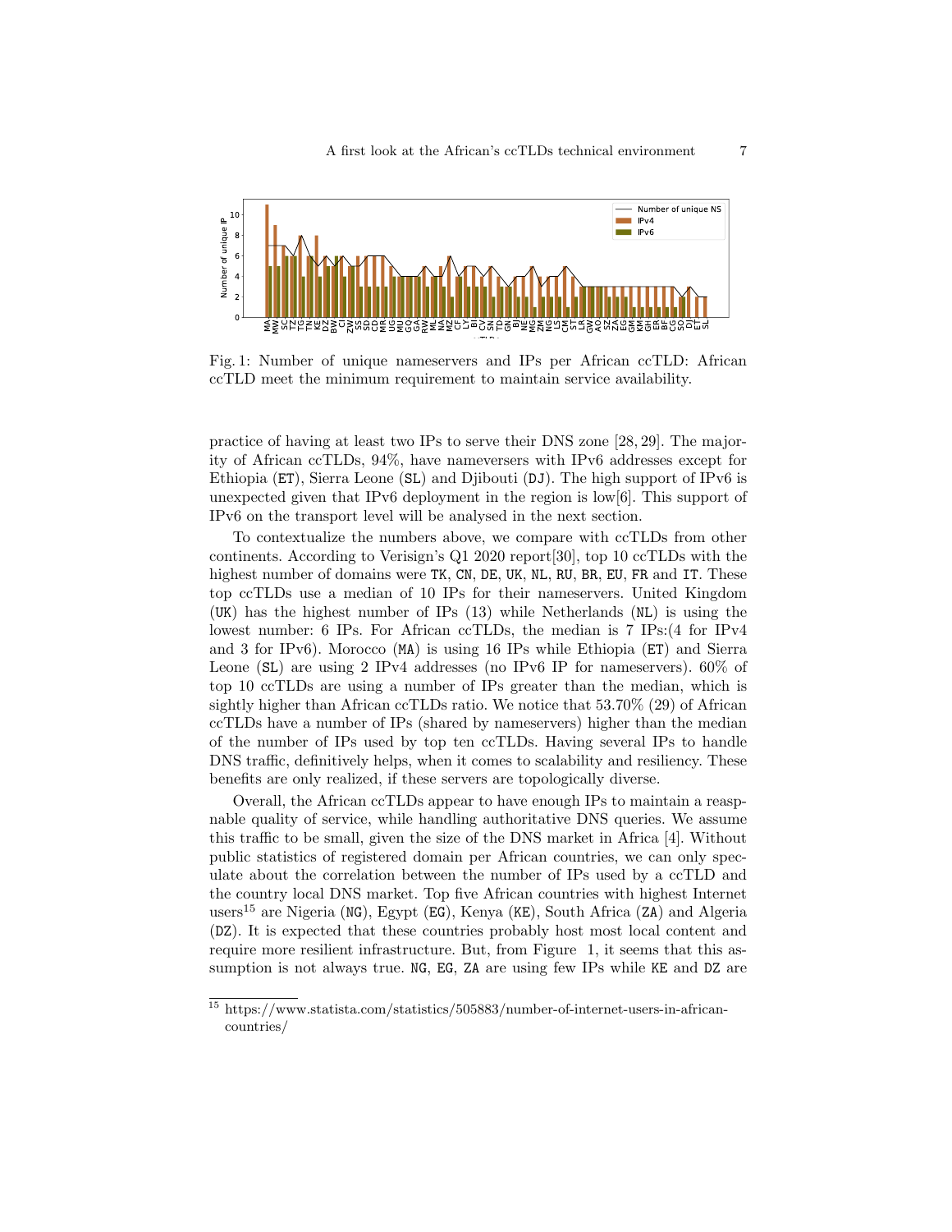Fig. 1: Number of unique nameservers and IPs per African ccTLD: African ccTLD meet the minimum requirement to maintain service availability.

practice of having at least two IPs to serve their DNS zone [28, 29]. The majority of African ccTLDs, 94%, have nameversers with IPv6 addresses except for Ethiopia (ET), Sierra Leone (SL) and Djibouti (DJ). The high support of IPv6 is unexpected given that IPv6 deployment in the region is low[6]. This support of IPv6 on the transport level will be analysed in the next section.

To contextualize the numbers above, we compare with ccTLDs from other continents. According to Verisign's Q1 2020 report[30], top 10 ccTLDs with the highest number of domains were TK, CN, DE, UK, NL, RU, BR, EU, FR and IT. These top ccTLDs use a median of 10 IPs for their nameservers. United Kingdom (UK) has the highest number of IPs (13) while Netherlands (NL) is using the lowest number: 6 IPs. For African ccTLDs, the median is 7 IPs:(4 for IPv4 and 3 for IPv6). Morocco (MA) is using 16 IPs while Ethiopia (ET) and Sierra Leone (SL) are using 2 IPv4 addresses (no IPv6 IP for nameservers). 60% of top 10 ccTLDs are using a number of IPs greater than the median, which is sightly higher than African ccTLDs ratio. We notice that 53.70% (29) of African ccTLDs have a number of IPs (shared by nameservers) higher than the median of the number of IPs used by top ten ccTLDs. Having several IPs to handle DNS traffic, definitively helps, when it comes to scalability and resiliency. These benefits are only realized, if these servers are topologically diverse.

Overall, the African ccTLDs appear to have enough IPs to maintain a reaspnable quality of service, while handling authoritative DNS queries. We assume this traffic to be small, given the size of the DNS market in Africa [4]. Without public statistics of registered domain per African countries, we can only speculate about the correlation between the number of IPs used by a ccTLD and the country local DNS market. Top five African countries with highest Internet users[15] are Nigeria (NG), Egypt (EG), Kenya (KE), South Africa (ZA) and Algeria (DZ). It is expected that these countries probably host most local content and require more resilient infrastructure. But, from Figure 1, it seems that this assumption is not always true. NG, EG, ZA are using few IPs while KE and DZ are

[15] https://www.statista.com/statistics/505883/number-of-internet-users-in-african-countries/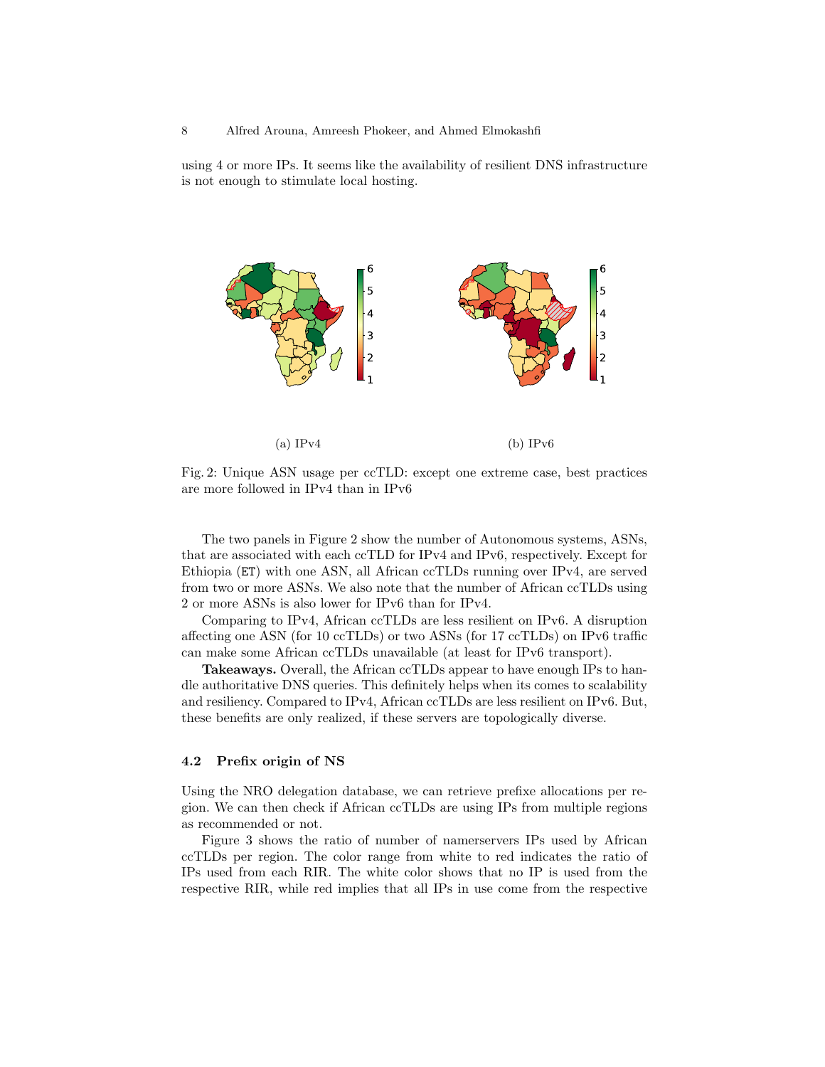using 4 or more IPs. It seems like the availability of resilient DNS infrastructure is not enough to stimulate local hosting.

(a) IPv4

(b) IPv6

Fig. 2: Unique ASN usage per ccTLD: except one extreme case, best practices are more followed in IPv4 than in IPv6

The two panels in Figure 2 show the number of Autonomous systems, ASNs, that are associated with each ccTLD for IPv4 and IPv6, respectively. Except for Ethiopia (ET) with one ASN, all African ccTLDs running over IPv4, are served from two or more ASNs. We also note that the number of African ccTLDs using 2 or more ASNs is also lower for IPv6 than for IPv4.

Comparing to IPv4, African ccTLDs are less resilient on IPv6. A disruption affecting one ASN (for 10 ccTLDs) or two ASNs (for 17 ccTLDs) on IPv6 traffic can make some African ccTLDs unavailable (at least for IPv6 transport).

**Takeaways.** Overall, the African ccTLDs appear to have enough IPs to handle authoritative DNS queries. This definitely helps when its comes to scalability and resiliency. Compared to IPv4, African ccTLDs are less resilient on IPv6. But, these benefits are only realized, if these servers are topologically diverse.

### 4.2 Prefix origin of NS

Using the NRO delegation database, we can retrieve prefixe allocations per region. We can then check if African ccTLDs are using IPs from multiple regions as recommended or not.

Figure 3 shows the ratio of number of namerservers IPs used by African ccTLDs per region. The color range from white to red indicates the ratio of IPs used from each RIR. The white color shows that no IP is used from the respective RIR, while red implies that all IPs in use come from the respective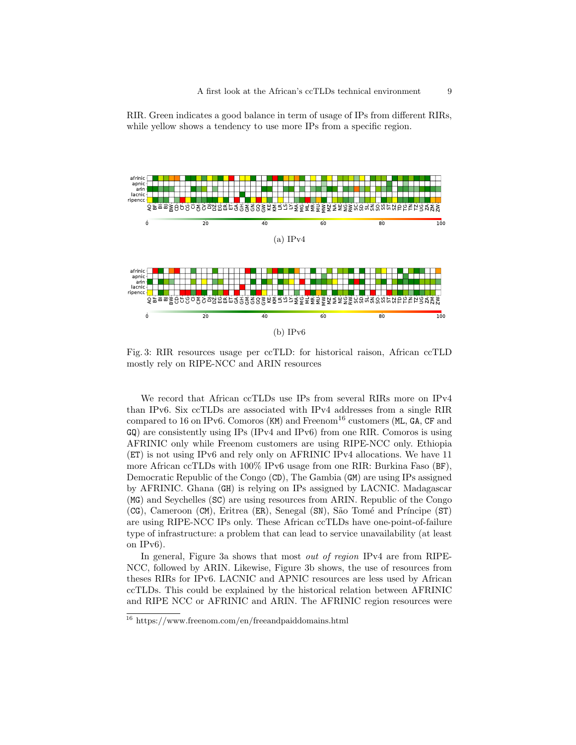RIR. Green indicates a good balance in term of usage of IPs from different RIRs, while yellow shows a tendency to use more IPs from a specific region.

(a) IPv4

(b) IPv6

Fig. 3: RIR resources usage per ccTLD: for historical raison, African ccTLD mostly rely on RIPE-NCC and ARIN resources

We record that African ccTLDs use IPs from several RIRs more on IPv4 than IPv6. Six ccTLDs are associated with IPv4 addresses from a single RIR compared to 16 on IPv6. Comoros (KM) and Freenom[16] customers (ML, GA, CF and GQ) are consistently using IPs (IPv4 and IPv6) from one RIR. Comoros is using AFRINIC only while Freenom customers are using RIPE-NCC only. Ethiopia (ET) is not using IPv6 and rely only on AFRINIC IPv4 allocations. We have 11 more African ccTLDs with 100% IPv6 usage from one RIR: Burkina Faso (BF), Democratic Republic of the Congo (CD), The Gambia (GM) are using IPs assigned by AFRINIC. Ghana (GH) is relying on IPs assigned by LACNIC. Madagascar (MG) and Seychelles (SC) are using resources from ARIN. Republic of the Congo (CG), Cameroon (CM), Eritrea (ER), Senegal (SN), São Tomé and Príncipe (ST) are using RIPE-NCC IPs only. These African ccTLDs have one-point-of-failure type of infrastructure: a problem that can lead to service unavailability (at least on IPv6).

In general, Figure 3a shows that most *out of region* IPv4 are from RIPE-NCC, followed by ARIN. Likewise, Figure 3b shows, the use of resources from theses RIRs for IPv6. LACNIC and APNIC resources are less used by African ccTLDs. This could be explained by the historical relation between AFRINIC and RIPE NCC or AFRINIC and ARIN. The AFRINIC region resources were

[16] https://www.freenom.com/en/freeandpaiddomains.html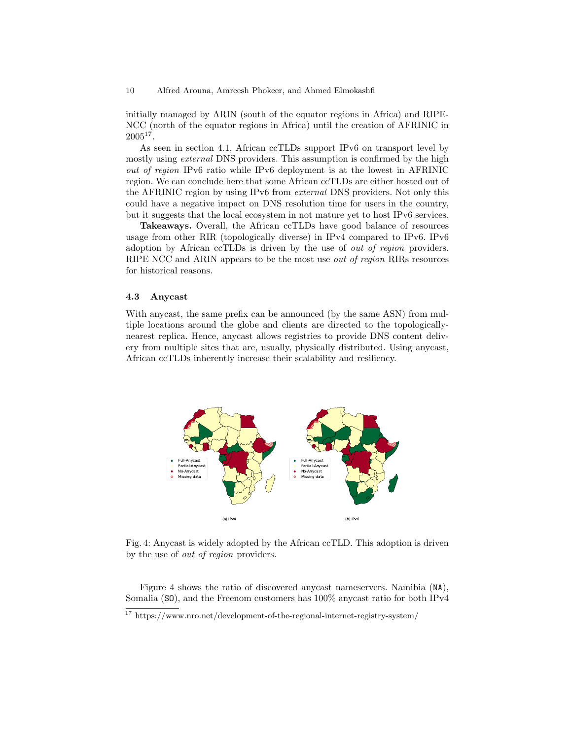initially managed by ARIN (south of the equator regions in Africa) and RIPE-NCC (north of the equator regions in Africa) until the creation of AFRINIC in 2005[17].

As seen in section 4.1, African ccTLDs support IPv6 on transport level by mostly using *external* DNS providers. This assumption is confirmed by the high *out of region* IPv6 ratio while IPv6 deployment is at the lowest in AFRINIC region. We can conclude here that some African ccTLDs are either hosted out of the AFRINIC region by using IPv6 from *external* DNS providers. Not only this could have a negative impact on DNS resolution time for users in the country, but it suggests that the local ecosystem in not mature yet to host IPv6 services.

**Takeaways.** Overall, the African ccTLDs have good balance of resources usage from other RIR (topologically diverse) in IPv4 compared to IPv6. IPv6 adoption by African ccTLDs is driven by the use of *out of region* providers. RIPE NCC and ARIN appears to be the most use *out of region* RIRs resources for historical reasons.

### 4.3 Anycast

With anycast, the same prefix can be announced (by the same ASN) from multiple locations around the globe and clients are directed to the topologically-nearest replica. Hence, anycast allows registries to provide DNS content delivery from multiple sites that are, usually, physically distributed. Using anycast, African ccTLDs inherently increase their scalability and resiliency.

Fig. 4: Anycast is widely adopted by the African ccTLD. This adoption is driven by the use of *out of region* providers.

Figure 4 shows the ratio of discovered anycast nameservers. Namibia (NA), Somalia (SO), and the Freenom customers has 100% anycast ratio for both IPv4

[17] https://www.nro.net/development-of-the-regional-internet-registry-system/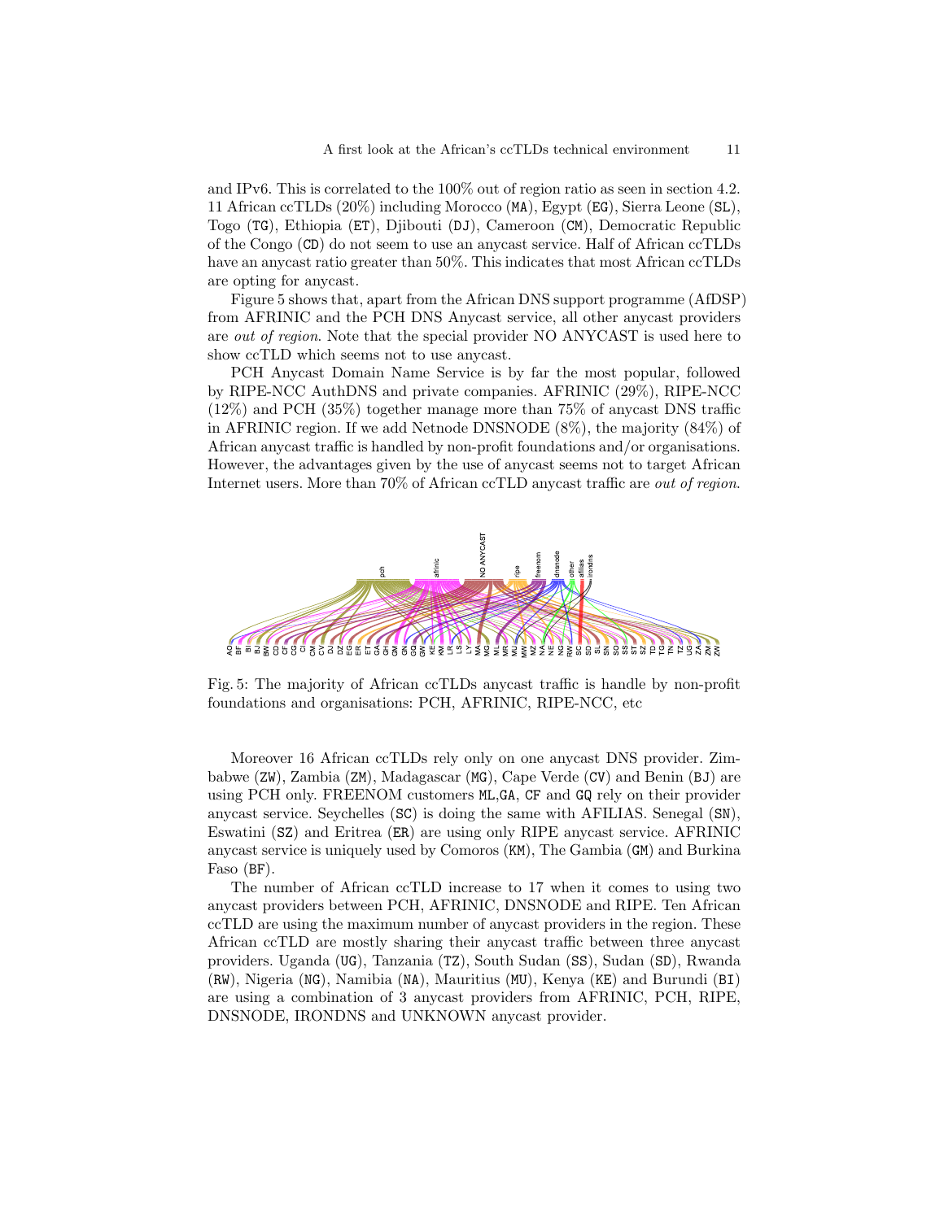and IPv6. This is correlated to the 100% out of region ratio as seen in section 4.2. 11 African ccTLDs (20%) including Morocco (MA), Egypt (EG), Sierra Leone (SL), Togo (TG), Ethiopia (ET), Djibouti (DJ), Cameroon (CM), Democratic Republic of the Congo (CD) do not seem to use an anycast service. Half of African ccTLDs have an anycast ratio greater than 50%. This indicates that most African ccTLDs are opting for anycast.

Figure 5 shows that, apart from the African DNS support programme (AfDSP) from AFRINIC and the PCH DNS Anycast service, all other anycast providers are *out of region*. Note that the special provider NO ANYCAST is used here to show ccTLD which seems not to use anycast.

PCH Anycast Domain Name Service is by far the most popular, followed by RIPE-NCC AuthDNS and private companies. AFRINIC (29%), RIPE-NCC (12%) and PCH (35%) together manage more than 75% of anycast DNS traffic in AFRINIC region. If we add Netnode DNSNODE (8%), the majority (84%) of African anycast traffic is handled by non-profit foundations and/or organisations. However, the advantages given by the use of anycast seems not to target African Internet users. More than 70% of African ccTLD anycast traffic are *out of region*.

Fig. 5: The majority of African ccTLDs anycast traffic is handle by non-profit foundations and organisations: PCH, AFRINIC, RIPE-NCC, etc

Moreover 16 African ccTLDs rely only on one anycast DNS provider. Zimbabwe (ZW), Zambia (ZM), Madagascar (MG), Cape Verde (CV) and Benin (BJ) are using PCH only. FREENOM customers ML,GA, CF and GQ rely on their provider anycast service. Seychelles (SC) is doing the same with AFILIAS. Senegal (SN), Eswatini (SZ) and Eritrea (ER) are using only RIPE anycast service. AFRINIC anycast service is uniquely used by Comoros (KM), The Gambia (GM) and Burkina Faso (BF).

The number of African ccTLD increase to 17 when it comes to using two anycast providers between PCH, AFRINIC, DNSNODE and RIPE. Ten African ccTLD are using the maximum number of anycast providers in the region. These African ccTLD are mostly sharing their anycast traffic between three anycast providers. Uganda (UG), Tanzania (TZ), South Sudan (SS), Sudan (SD), Rwanda (RW), Nigeria (NG), Namibia (NA), Mauritius (MU), Kenya (KE) and Burundi (BI) are using a combination of 3 anycast providers from AFRINIC, PCH, RIPE, DNSNODE, IRONDNS and UNKNOWN anycast provider.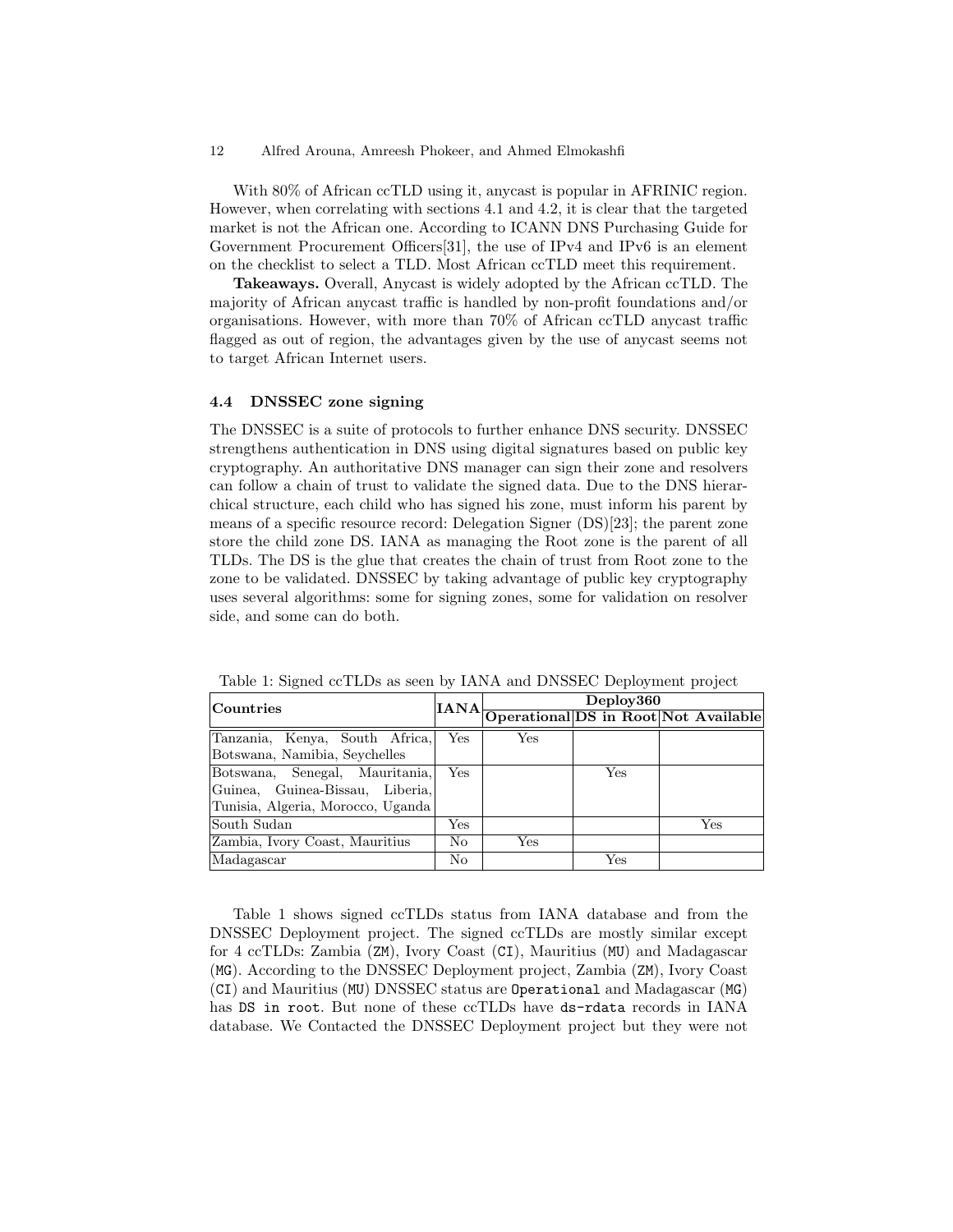With 80% of African ccTLD using it, anycast is popular in AFRINIC region. However, when correlating with sections 4.1 and 4.2, it is clear that the targeted market is not the African one. According to ICANN DNS Purchasing Guide for Government Procurement Officers[31], the use of IPv4 and IPv6 is an element on the checklist to select a TLD. Most African ccTLD meet this requirement.

**Takeaways.** Overall, Anycast is widely adopted by the African ccTLD. The majority of African anycast traffic is handled by non-profit foundations and/or organisations. However, with more than 70% of African ccTLD anycast traffic flagged as out of region, the advantages given by the use of anycast seems not to target African Internet users.

### 4.4 DNSSEC zone signing

The DNSSEC is a suite of protocols to further enhance DNS security. DNSSEC strengthens authentication in DNS using digital signatures based on public key cryptography. An authoritative DNS manager can sign their zone and resolvers can follow a chain of trust to validate the signed data. Due to the DNS hierarchical structure, each child who has signed his zone, must inform his parent by means of a specific resource record: Delegation Signer (DS)[23]; the parent zone store the child zone DS. IANA as managing the Root zone is the parent of all TLDs. The DS is the glue that creates the chain of trust from Root zone to the zone to be validated. DNSSEC by taking advantage of public key cryptography uses several algorithms: some for signing zones, some for validation on resolver side, and some can do both.

Table 1: Signed ccTLDs as seen by IANA and DNSSEC Deployment project

| **Countries** | **IANA** | **Deploy360** | | |
|---|---|---|---|---|
| | | **Operational** | **DS in Root** | **Not Available** |
| Tanzania, Kenya, South Africa, Botswana, Namibia, Seychelles | Yes | Yes | | |
| Botswana, Senegal, Mauritania, Guinea, Guinea-Bissau, Liberia, Tunisia, Algeria, Morocco, Uganda | Yes | | Yes | |
| South Sudan | Yes | | | Yes |
| Zambia, Ivory Coast, Mauritius | No | Yes | | |
| Madagascar | No | | Yes | |

Table 1 shows signed ccTLDs status from IANA database and from the DNSSEC Deployment project. The signed ccTLDs are mostly similar except for 4 ccTLDs: Zambia (`ZM`), Ivory Coast (`CI`), Mauritius (`MU`) and Madagascar (`MG`). According to the DNSSEC Deployment project, Zambia (`ZM`), Ivory Coast (`CI`) and Mauritius (`MU`) DNSSEC status are `Operational` and Madagascar (`MG`) has `DS in root`. But none of these ccTLDs have `ds-rdata` records in IANA database. We Contacted the DNSSEC Deployment project but they were not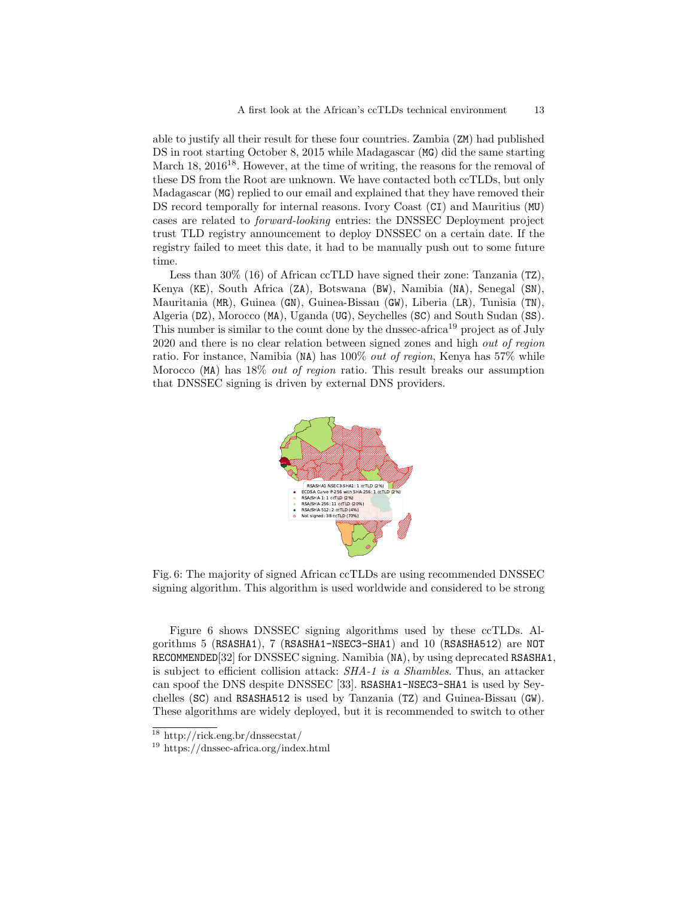able to justify all their result for these four countries. Zambia (ZM) had published DS in root starting October 8, 2015 while Madagascar (MG) did the same starting March 18, 2016[18]. However, at the time of writing, the reasons for the removal of these DS from the Root are unknown. We have contacted both ccTLDs, but only Madagascar (MG) replied to our email and explained that they have removed their DS record temporally for internal reasons. Ivory Coast (CI) and Mauritius (MU) cases are related to *forward-looking* entries: the DNSSEC Deployment project trust TLD registry announcement to deploy DNSSEC on a certain date. If the registry failed to meet this date, it had to be manually push out to some future time.

Less than 30% (16) of African ccTLD have signed their zone: Tanzania (TZ), Kenya (KE), South Africa (ZA), Botswana (BW), Namibia (NA), Senegal (SN), Mauritania (MR), Guinea (GN), Guinea-Bissau (GW), Liberia (LR), Tunisia (TN), Algeria (DZ), Morocco (MA), Uganda (UG), Seychelles (SC) and South Sudan (SS). This number is similar to the count done by the dnssec-africa[19] project as of July 2020 and there is no clear relation between signed zones and high *out of region* ratio. For instance, Namibia (NA) has 100% *out of region*, Kenya has 57% while Morocco (MA) has 18% *out of region* ratio. This result breaks our assumption that DNSSEC signing is driven by external DNS providers.

Fig. 6: The majority of signed African ccTLDs are using recommended DNSSEC signing algorithm. This algorithm is used worldwide and considered to be strong

Figure 6 shows DNSSEC signing algorithms used by these ccTLDs. Algorithms 5 (RSASHA1), 7 (RSASHA1-NSEC3-SHA1) and 10 (RSASHA512) are NOT RECOMMENDED[32] for DNSSEC signing. Namibia (NA), by using deprecated RSASHA1, is subject to efficient collision attack: *SHA-1 is a Shambles*. Thus, an attacker can spoof the DNS despite DNSSEC [33]. RSASHA1-NSEC3-SHA1 is used by Seychelles (SC) and RSASHA512 is used by Tanzania (TZ) and Guinea-Bissau (GW). These algorithms are widely deployed, but it is recommended to switch to other

[18] http://rick.eng.br/dnssecstat/

[19] https://dnssec-africa.org/index.html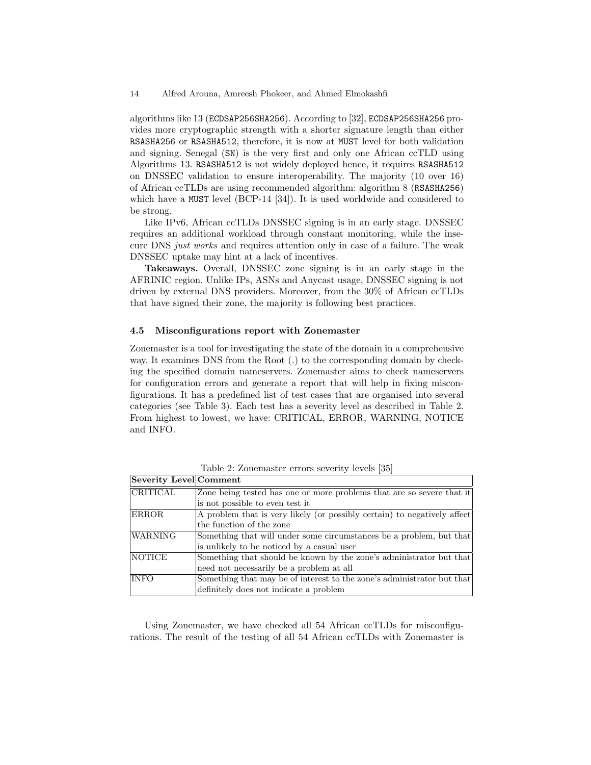algorithms like 13 (ECDSAP256SHA256). According to [32], ECDSAP256SHA256 provides more cryptographic strength with a shorter signature length than either RSASHA256 or RSASHA512, therefore, it is now at MUST level for both validation and signing. Senegal (SN) is the very first and only one African ccTLD using Algorithms 13. RSASHA512 is not widely deployed hence, it requires RSASHA512 on DNSSEC validation to ensure interoperability. The majority (10 over 16) of African ccTLDs are using recommended algorithm: algorithm 8 (RSASHA256) which have a MUST level (BCP-14 [34]). It is used worldwide and considered to be strong.

Like IPv6, African ccTLDs DNSSEC signing is in an early stage. DNSSEC requires an additional workload through constant monitoring, while the insecure DNS *just works* and requires attention only in case of a failure. The weak DNSSEC uptake may hint at a lack of incentives.

**Takeaways.** Overall, DNSSEC zone signing is in an early stage in the AFRINIC region. Unlike IPs, ASNs and Anycast usage, DNSSEC signing is not driven by external DNS providers. Moreover, from the 30% of African ccTLDs that have signed their zone, the majority is following best practices.

### 4.5 Misconfigurations report with Zonemaster

Zonemaster is a tool for investigating the state of the domain in a comprehensive way. It examines DNS from the Root (.) to the corresponding domain by checking the specified domain nameservers. Zonemaster aims to check nameservers for configuration errors and generate a report that will help in fixing misconfigurations. It has a predefined list of test cases that are organised into several categories (see Table 3). Each test has a severity level as described in Table 2. From highest to lowest, we have: CRITICAL, ERROR, WARNING, NOTICE and INFO.

Table 2: Zonemaster errors severity levels [35]

| Severity Level | Comment |
|---|---|
| CRITICAL | Zone being tested has one or more problems that are so severe that it is not possible to even test it |
| ERROR | A problem that is very likely (or possibly certain) to negatively affect the function of the zone |
| WARNING | Something that will under some circumstances be a problem, but that is unlikely to be noticed by a casual user |
| NOTICE | Something that should be known by the zone's administrator but that need not necessarily be a problem at all |
| INFO | Something that may be of interest to the zone's administrator but that definitely does not indicate a problem |

Using Zonemaster, we have checked all 54 African ccTLDs for misconfigurations. The result of the testing of all 54 African ccTLDs with Zonemaster is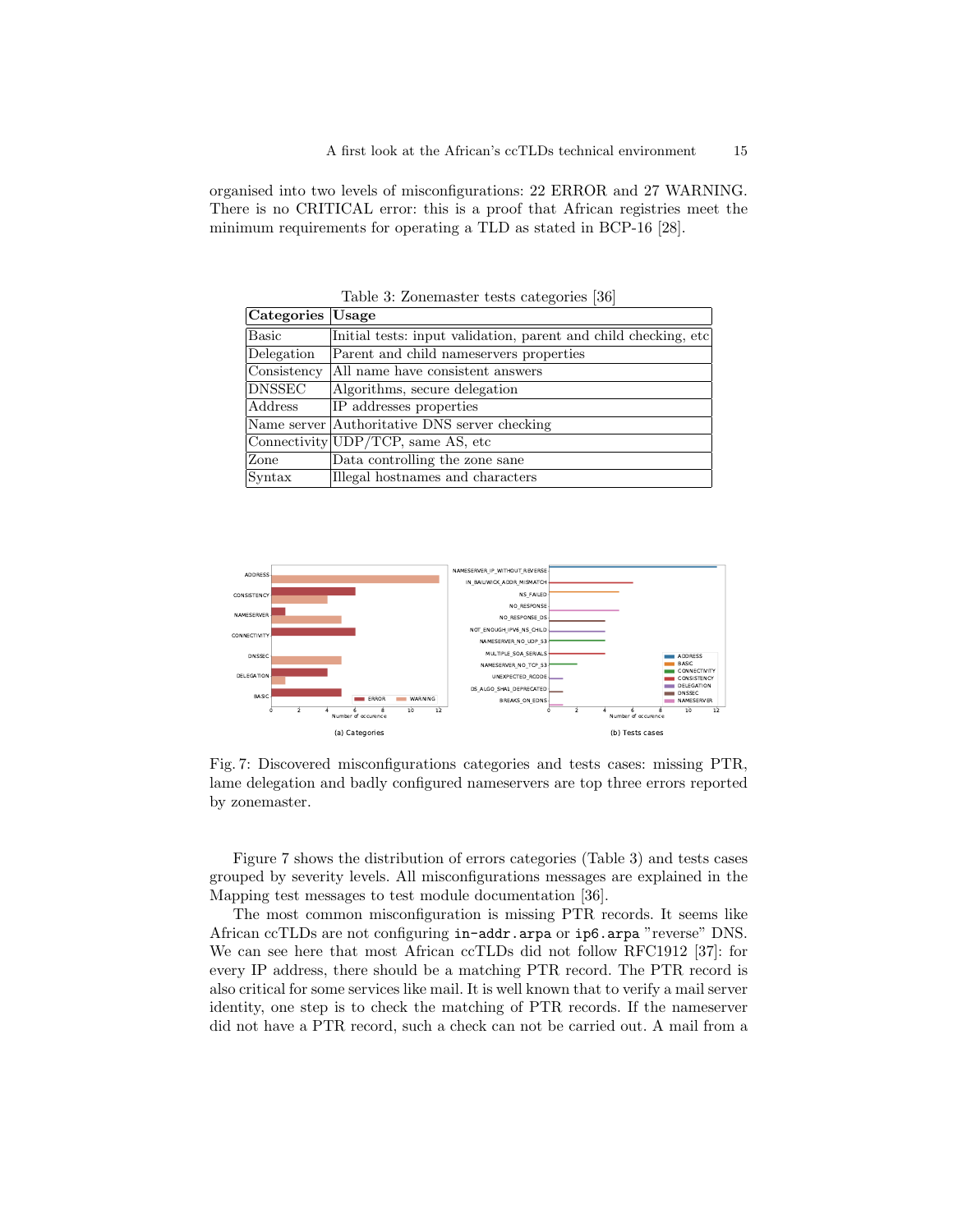organised into two levels of misconfigurations: 22 ERROR and 27 WARNING. There is no CRITICAL error: this is a proof that African registries meet the minimum requirements for operating a TLD as stated in BCP-16 [28].

Table 3: Zonemaster tests categories [36]

| Categories | Usage |
|---|---|
| Basic | Initial tests: input validation, parent and child checking, etc |
| Delegation | Parent and child nameservers properties |
| Consistency | All name have consistent answers |
| DNSSEC | Algorithms, secure delegation |
| Address | IP addresses properties |
| Name server | Authoritative DNS server checking |
| Connectivity | UDP/TCP, same AS, etc |
| Zone | Data controlling the zone sane |
| Syntax | Illegal hostnames and characters |

Fig. 7: Discovered misconfigurations categories and tests cases: missing PTR, lame delegation and badly configured nameservers are top three errors reported by zonemaster.

Figure 7 shows the distribution of errors categories (Table 3) and tests cases grouped by severity levels. All misconfigurations messages are explained in the Mapping test messages to test module documentation [36].

The most common misconfiguration is missing PTR records. It seems like African ccTLDs are not configuring `in-addr.arpa` or `ip6.arpa` "reverse" DNS. We can see here that most African ccTLDs did not follow RFC1912 [37]: for every IP address, there should be a matching PTR record. The PTR record is also critical for some services like mail. It is well known that to verify a mail server identity, one step is to check the matching of PTR records. If the nameserver did not have a PTR record, such a check can not be carried out. A mail from a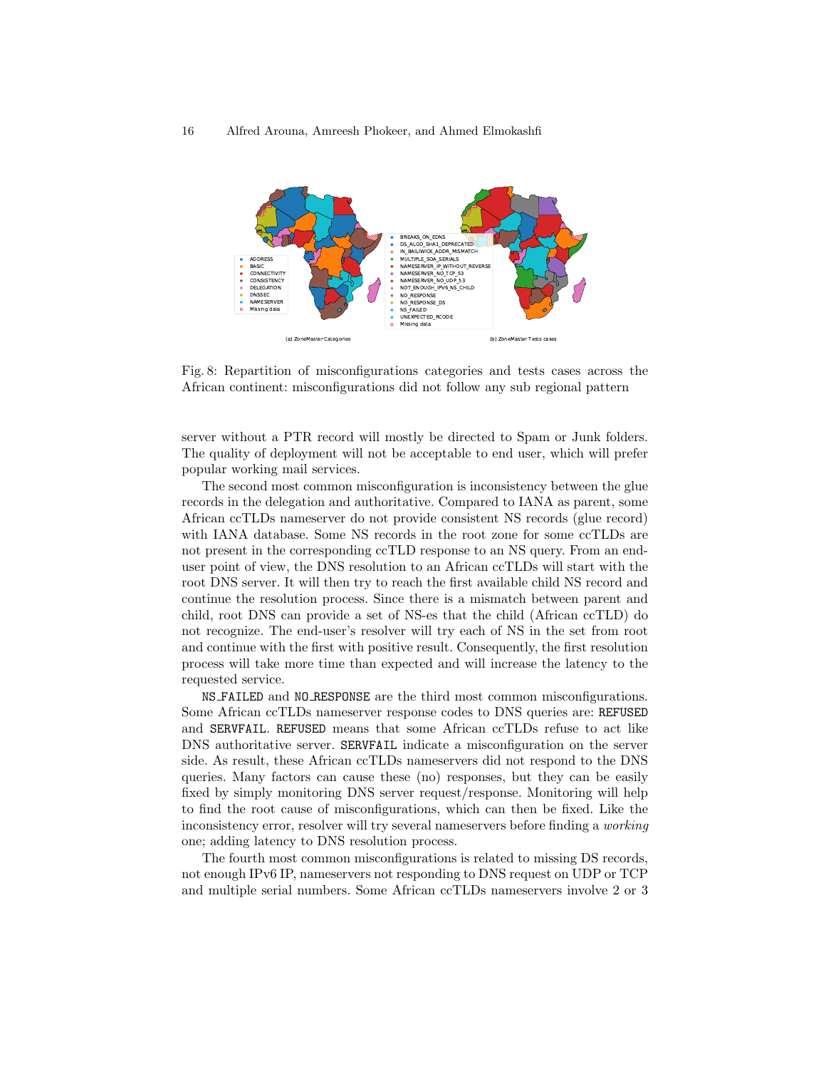Fig. 8: Repartition of misconfigurations categories and tests cases across the African continent: misconfigurations did not follow any sub regional pattern

server without a PTR record will mostly be directed to Spam or Junk folders. The quality of deployment will not be acceptable to end user, which will prefer popular working mail services.

The second most common misconfiguration is inconsistency between the glue records in the delegation and authoritative. Compared to IANA as parent, some African ccTLDs nameserver do not provide consistent NS records (glue record) with IANA database. Some NS records in the root zone for some ccTLDs are not present in the corresponding ccTLD response to an NS query. From an end-user point of view, the DNS resolution to an African ccTLDs will start with the root DNS server. It will then try to reach the first available child NS record and continue the resolution process. Since there is a mismatch between parent and child, root DNS can provide a set of NS-es that the child (African ccTLD) do not recognize. The end-user's resolver will try each of NS in the set from root and continue with the first with positive result. Consequently, the first resolution process will take more time than expected and will increase the latency to the requested service.

`NS_FAILED` and `NO_RESPONSE` are the third most common misconfigurations. Some African ccTLDs nameserver response codes to DNS queries are: `REFUSED` and `SERVFAIL`. `REFUSED` means that some African ccTLDs refuse to act like DNS authoritative server. `SERVFAIL` indicate a misconfiguration on the server side. As result, these African ccTLDs nameservers did not respond to the DNS queries. Many factors can cause these (no) responses, but they can be easily fixed by simply monitoring DNS server request/response. Monitoring will help to find the root cause of misconfigurations, which can then be fixed. Like the inconsistency error, resolver will try several nameservers before finding a *working* one; adding latency to DNS resolution process.

The fourth most common misconfigurations is related to missing DS records, not enough IPv6 IP, nameservers not responding to DNS request on UDP or TCP and multiple serial numbers. Some African ccTLDs nameservers involve 2 or 3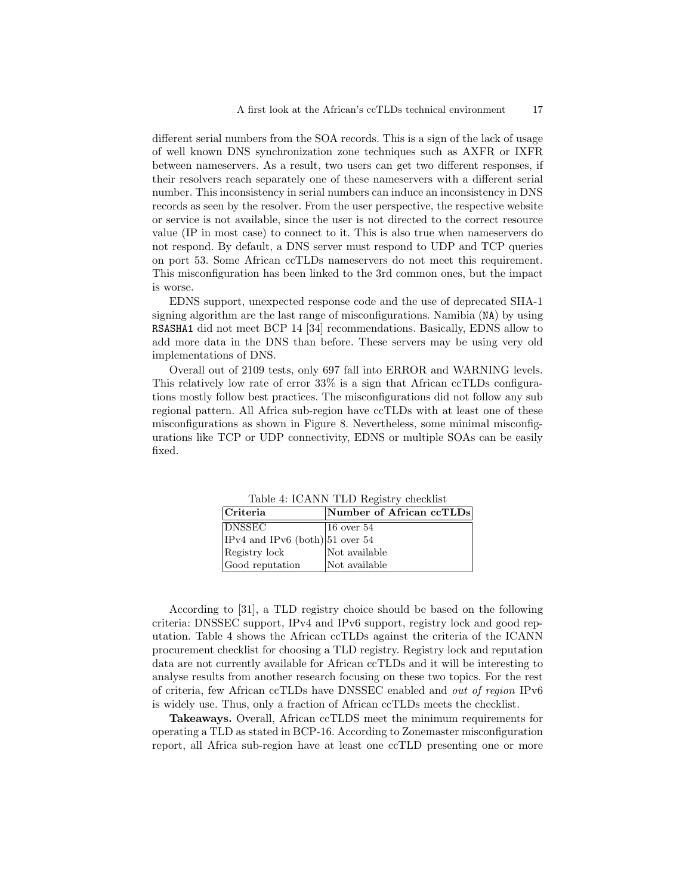different serial numbers from the SOA records. This is a sign of the lack of usage of well known DNS synchronization zone techniques such as AXFR or IXFR between nameservers. As a result, two users can get two different responses, if their resolvers reach separately one of these nameservers with a different serial number. This inconsistency in serial numbers can induce an inconsistency in DNS records as seen by the resolver. From the user perspective, the respective website or service is not available, since the user is not directed to the correct resource value (IP in most case) to connect to it. This is also true when nameservers do not respond. By default, a DNS server must respond to UDP and TCP queries on port 53. Some African ccTLDs nameservers do not meet this requirement. This misconfiguration has been linked to the 3rd common ones, but the impact is worse.

EDNS support, unexpected response code and the use of deprecated SHA-1 signing algorithm are the last range of misconfigurations. Namibia (`NA`) by using `RSASHA1` did not meet BCP 14 [34] recommendations. Basically, EDNS allow to add more data in the DNS than before. These servers may be using very old implementations of DNS.

Overall out of 2109 tests, only 697 fall into ERROR and WARNING levels. This relatively low rate of error 33% is a sign that African ccTLDs configurations mostly follow best practices. The misconfigurations did not follow any sub regional pattern. All Africa sub-region have ccTLDs with at least one of these misconfigurations as shown in Figure 8. Nevertheless, some minimal misconfigurations like TCP or UDP connectivity, EDNS or multiple SOAs can be easily fixed.

Table 4: ICANN TLD Registry checklist

| Criteria | Number of African ccTLDs |
|---|---|
| DNSSEC | 16 over 54 |
| IPv4 and IPv6 (both) | 51 over 54 |
| Registry lock | Not available |
| Good reputation | Not available |

According to [31], a TLD registry choice should be based on the following criteria: DNSSEC support, IPv4 and IPv6 support, registry lock and good reputation. Table 4 shows the African ccTLDs against the criteria of the ICANN procurement checklist for choosing a TLD registry. Registry lock and reputation data are not currently available for African ccTLDs and it will be interesting to analyse results from another research focusing on these two topics. For the rest of criteria, few African ccTLDs have DNSSEC enabled and *out of region* IPv6 is widely use. Thus, only a fraction of African ccTLDs meets the checklist.

**Takeaways.** Overall, African ccTLDS meet the minimum requirements for operating a TLD as stated in BCP-16. According to Zonemaster misconfiguration report, all Africa sub-region have at least one ccTLD presenting one or more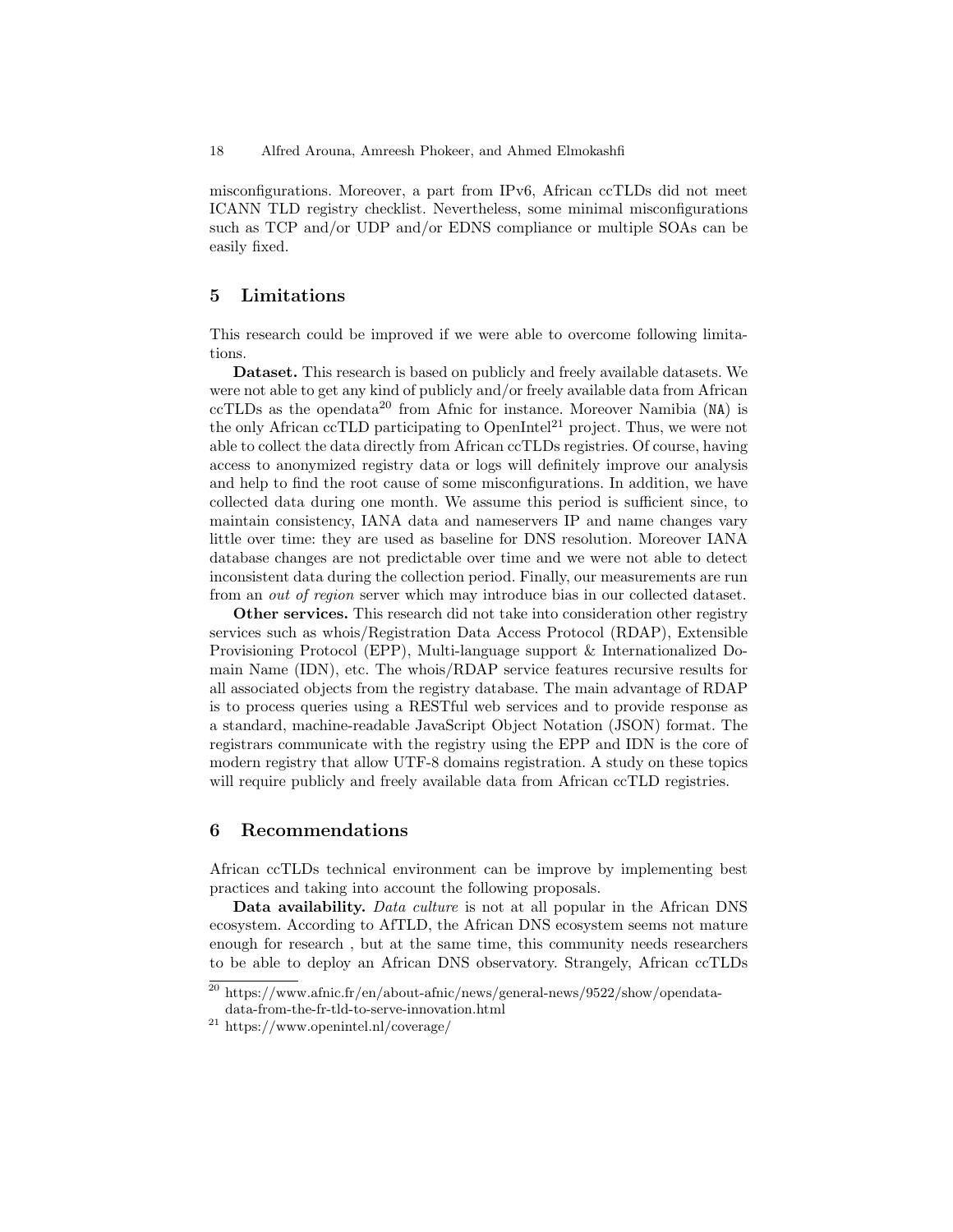misconfigurations. Moreover, a part from IPv6, African ccTLDs did not meet ICANN TLD registry checklist. Nevertheless, some minimal misconfigurations such as TCP and/or UDP and/or EDNS compliance or multiple SOAs can be easily fixed.

## 5 Limitations

This research could be improved if we were able to overcome following limitations.

**Dataset.** This research is based on publicly and freely available datasets. We were not able to get any kind of publicly and/or freely available data from African ccTLDs as the opendata[20] from Afnic for instance. Moreover Namibia (NA) is the only African ccTLD participating to OpenIntel[21] project. Thus, we were not able to collect the data directly from African ccTLDs registries. Of course, having access to anonymized registry data or logs will definitely improve our analysis and help to find the root cause of some misconfigurations. In addition, we have collected data during one month. We assume this period is sufficient since, to maintain consistency, IANA data and nameservers IP and name changes vary little over time: they are used as baseline for DNS resolution. Moreover IANA database changes are not predictable over time and we were not able to detect inconsistent data during the collection period. Finally, our measurements are run from an *out of region* server which may introduce bias in our collected dataset.

**Other services.** This research did not take into consideration other registry services such as whois/Registration Data Access Protocol (RDAP), Extensible Provisioning Protocol (EPP), Multi-language support & Internationalized Domain Name (IDN), etc. The whois/RDAP service features recursive results for all associated objects from the registry database. The main advantage of RDAP is to process queries using a RESTful web services and to provide response as a standard, machine-readable JavaScript Object Notation (JSON) format. The registrars communicate with the registry using the EPP and IDN is the core of modern registry that allow UTF-8 domains registration. A study on these topics will require publicly and freely available data from African ccTLD registries.

## 6 Recommendations

African ccTLDs technical environment can be improve by implementing best practices and taking into account the following proposals.

**Data availability.** *Data culture* is not at all popular in the African DNS ecosystem. According to AfTLD, the African DNS ecosystem seems not mature enough for research , but at the same time, this community needs researchers to be able to deploy an African DNS observatory. Strangely, African ccTLDs

[20] https://www.afnic.fr/en/about-afnic/news/general-news/9522/show/opendata-data-from-the-fr-tld-to-serve-innovation.html

[21] https://www.openintel.nl/coverage/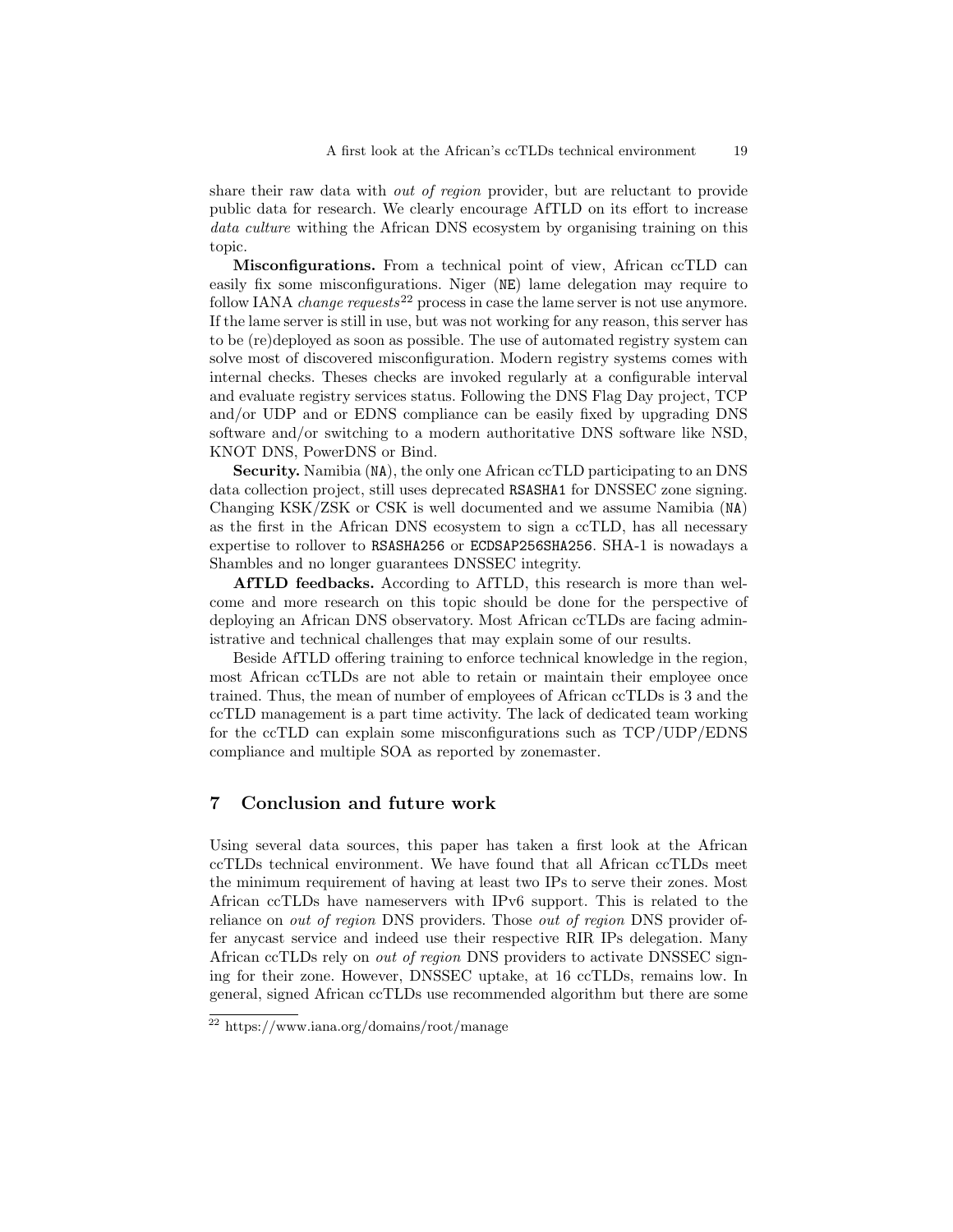share their raw data with *out of region* provider, but are reluctant to provide public data for research. We clearly encourage AfTLD on its effort to increase *data culture* withing the African DNS ecosystem by organising training on this topic.

**Misconfigurations.** From a technical point of view, African ccTLD can easily fix some misconfigurations. Niger (NE) lame delegation may require to follow IANA *change requests*[22] process in case the lame server is not use anymore. If the lame server is still in use, but was not working for any reason, this server has to be (re)deployed as soon as possible. The use of automated registry system can solve most of discovered misconfiguration. Modern registry systems comes with internal checks. Theses checks are invoked regularly at a configurable interval and evaluate registry services status. Following the DNS Flag Day project, TCP and/or UDP and or EDNS compliance can be easily fixed by upgrading DNS software and/or switching to a modern authoritative DNS software like NSD, KNOT DNS, PowerDNS or Bind.

**Security.** Namibia (NA), the only one African ccTLD participating to an DNS data collection project, still uses deprecated `RSASHA1` for DNSSEC zone signing. Changing KSK/ZSK or CSK is well documented and we assume Namibia (NA) as the first in the African DNS ecosystem to sign a ccTLD, has all necessary expertise to rollover to `RSASHA256` or `ECDSAP256SHA256`. SHA-1 is nowadays a Shambles and no longer guarantees DNSSEC integrity.

**AfTLD feedbacks.** According to AfTLD, this research is more than welcome and more research on this topic should be done for the perspective of deploying an African DNS observatory. Most African ccTLDs are facing administrative and technical challenges that may explain some of our results.

Beside AfTLD offering training to enforce technical knowledge in the region, most African ccTLDs are not able to retain or maintain their employee once trained. Thus, the mean of number of employees of African ccTLDs is 3 and the ccTLD management is a part time activity. The lack of dedicated team working for the ccTLD can explain some misconfigurations such as TCP/UDP/EDNS compliance and multiple SOA as reported by zonemaster.

## 7 Conclusion and future work

Using several data sources, this paper has taken a first look at the African ccTLDs technical environment. We have found that all African ccTLDs meet the minimum requirement of having at least two IPs to serve their zones. Most African ccTLDs have nameservers with IPv6 support. This is related to the reliance on *out of region* DNS providers. Those *out of region* DNS provider offer anycast service and indeed use their respective RIR IPs delegation. Many African ccTLDs rely on *out of region* DNS providers to activate DNSSEC signing for their zone. However, DNSSEC uptake, at 16 ccTLDs, remains low. In general, signed African ccTLDs use recommended algorithm but there are some

[22] https://www.iana.org/domains/root/manage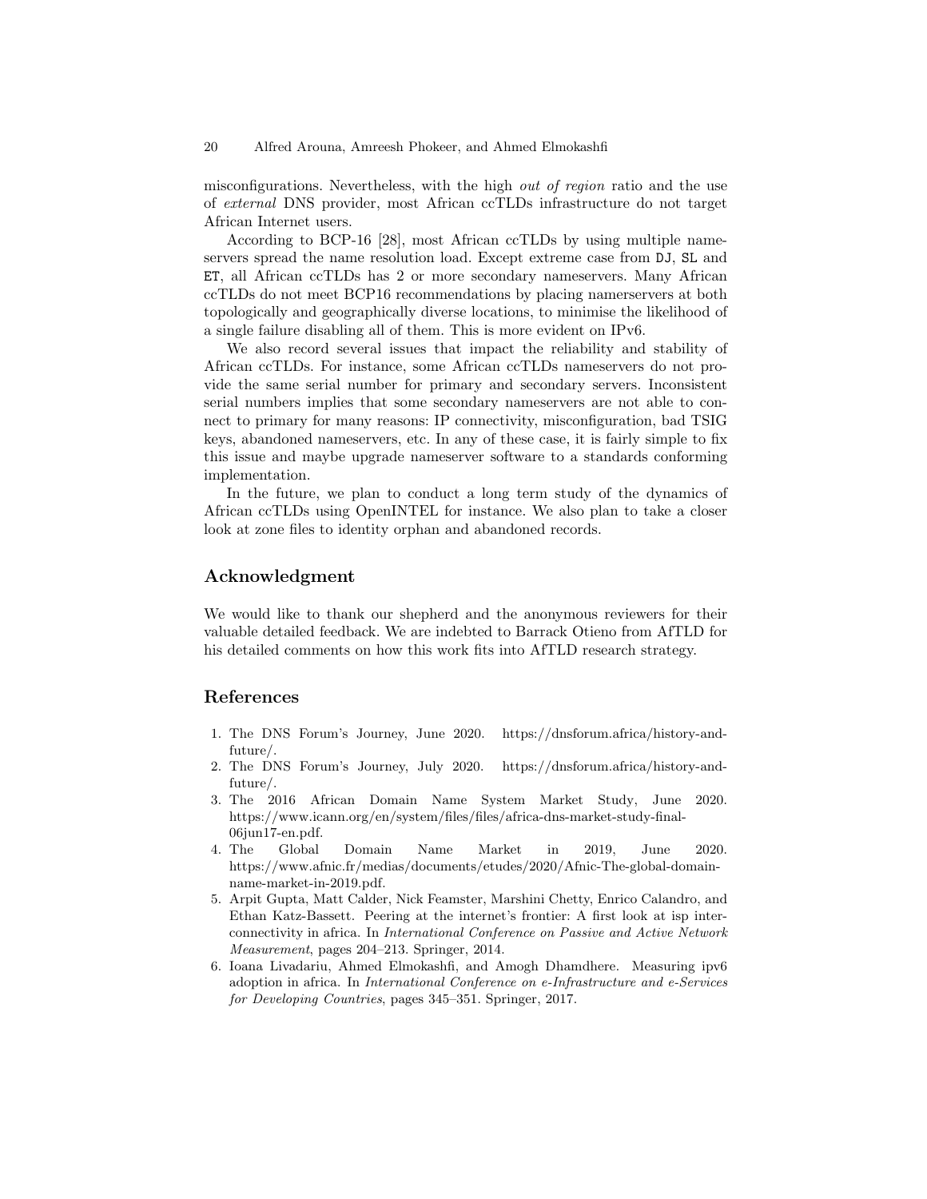misconfigurations. Nevertheless, with the high *out of region* ratio and the use of *external* DNS provider, most African ccTLDs infrastructure do not target African Internet users.

According to BCP-16 [28], most African ccTLDs by using multiple nameservers spread the name resolution load. Except extreme case from DJ, SL and ET, all African ccTLDs has 2 or more secondary nameservers. Many African ccTLDs do not meet BCP16 recommendations by placing namerservers at both topologically and geographically diverse locations, to minimise the likelihood of a single failure disabling all of them. This is more evident on IPv6.

We also record several issues that impact the reliability and stability of African ccTLDs. For instance, some African ccTLDs nameservers do not provide the same serial number for primary and secondary servers. Inconsistent serial numbers implies that some secondary nameservers are not able to connect to primary for many reasons: IP connectivity, misconfiguration, bad TSIG keys, abandoned nameservers, etc. In any of these case, it is fairly simple to fix this issue and maybe upgrade nameserver software to a standards conforming implementation.

In the future, we plan to conduct a long term study of the dynamics of African ccTLDs using OpenINTEL for instance. We also plan to take a closer look at zone files to identity orphan and abandoned records.

## Acknowledgment

We would like to thank our shepherd and the anonymous reviewers for their valuable detailed feedback. We are indebted to Barrack Otieno from AfTLD for his detailed comments on how this work fits into AfTLD research strategy.

## References

1. The DNS Forum's Journey, June 2020. https://dnsforum.africa/history-and-future/.
2. The DNS Forum's Journey, July 2020. https://dnsforum.africa/history-and-future/.
3. The 2016 African Domain Name System Market Study, June 2020. https://www.icann.org/en/system/files/files/africa-dns-market-study-final-06jun17-en.pdf.
4. The Global Domain Name Market in 2019, June 2020. https://www.afnic.fr/medias/documents/etudes/2020/Afnic-The-global-domain-name-market-in-2019.pdf.
5. Arpit Gupta, Matt Calder, Nick Feamster, Marshini Chetty, Enrico Calandro, and Ethan Katz-Bassett. Peering at the internet's frontier: A first look at isp interconnectivity in africa. In *International Conference on Passive and Active Network Measurement*, pages 204–213. Springer, 2014.
6. Ioana Livadariu, Ahmed Elmokashfi, and Amogh Dhamdhere. Measuring ipv6 adoption in africa. In *International Conference on e-Infrastructure and e-Services for Developing Countries*, pages 345–351. Springer, 2017.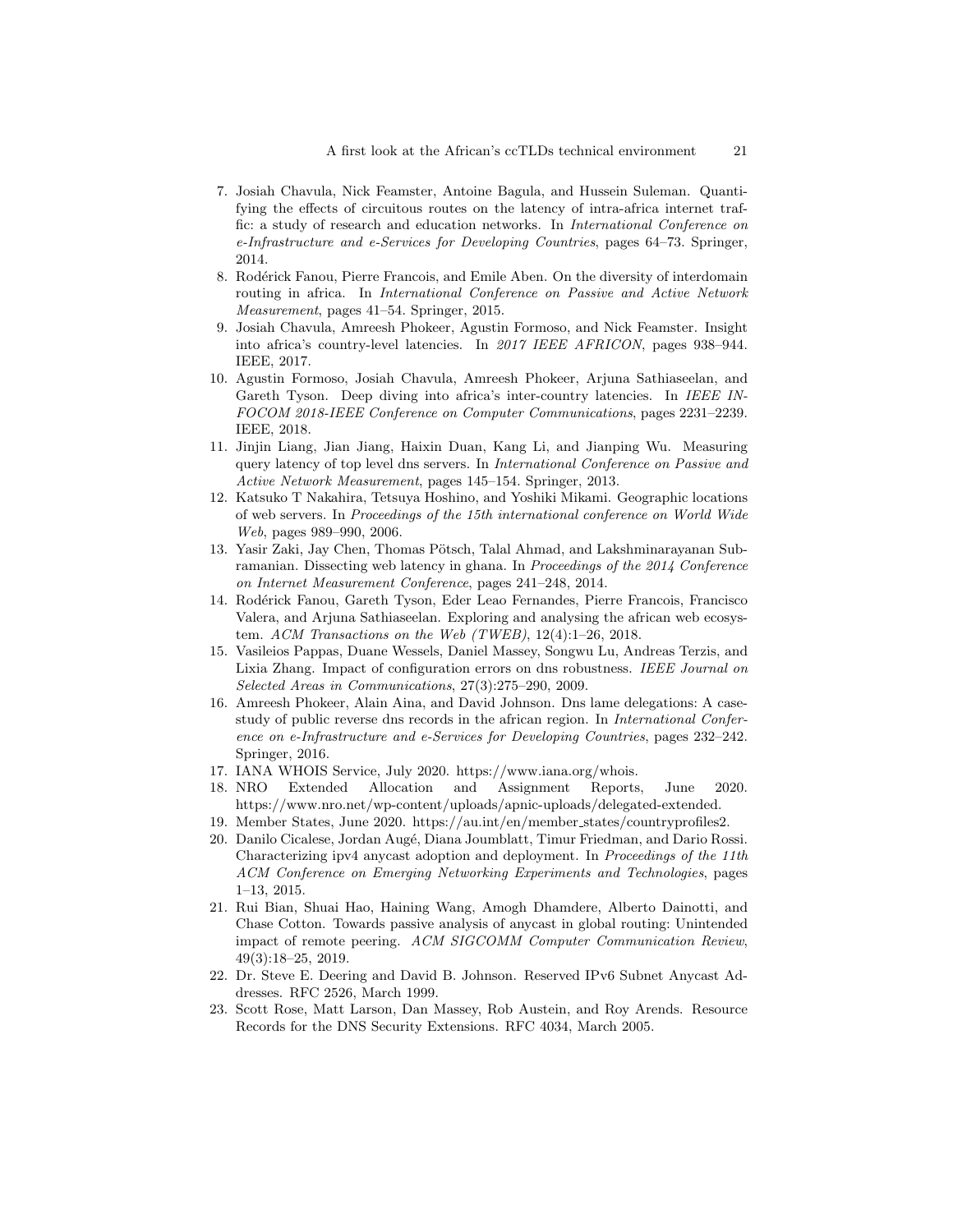7. Josiah Chavula, Nick Feamster, Antoine Bagula, and Hussein Suleman. Quantifying the effects of circuitous routes on the latency of intra-africa internet traffic: a study of research and education networks. In *International Conference on e-Infrastructure and e-Services for Developing Countries*, pages 64–73. Springer, 2014.
8. Rodérick Fanou, Pierre Francois, and Emile Aben. On the diversity of interdomain routing in africa. In *International Conference on Passive and Active Network Measurement*, pages 41–54. Springer, 2015.
9. Josiah Chavula, Amreesh Phokeer, Agustin Formoso, and Nick Feamster. Insight into africa's country-level latencies. In *2017 IEEE AFRICON*, pages 938–944. IEEE, 2017.
10. Agustin Formoso, Josiah Chavula, Amreesh Phokeer, Arjuna Sathiaseelan, and Gareth Tyson. Deep diving into africa's inter-country latencies. In *IEEE INFOCOM 2018-IEEE Conference on Computer Communications*, pages 2231–2239. IEEE, 2018.
11. Jinjin Liang, Jian Jiang, Haixin Duan, Kang Li, and Jianping Wu. Measuring query latency of top level dns servers. In *International Conference on Passive and Active Network Measurement*, pages 145–154. Springer, 2013.
12. Katsuko T Nakahira, Tetsuya Hoshino, and Yoshiki Mikami. Geographic locations of web servers. In *Proceedings of the 15th international conference on World Wide Web*, pages 989–990, 2006.
13. Yasir Zaki, Jay Chen, Thomas Pötsch, Talal Ahmad, and Lakshminarayanan Subramanian. Dissecting web latency in ghana. In *Proceedings of the 2014 Conference on Internet Measurement Conference*, pages 241–248, 2014.
14. Rodérick Fanou, Gareth Tyson, Eder Leao Fernandes, Pierre Francois, Francisco Valera, and Arjuna Sathiaseelan. Exploring and analysing the african web ecosystem. *ACM Transactions on the Web (TWEB)*, 12(4):1–26, 2018.
15. Vasileios Pappas, Duane Wessels, Daniel Massey, Songwu Lu, Andreas Terzis, and Lixia Zhang. Impact of configuration errors on dns robustness. *IEEE Journal on Selected Areas in Communications*, 27(3):275–290, 2009.
16. Amreesh Phokeer, Alain Aina, and David Johnson. Dns lame delegations: A case-study of public reverse dns records in the african region. In *International Conference on e-Infrastructure and e-Services for Developing Countries*, pages 232–242. Springer, 2016.
17. IANA WHOIS Service, July 2020. https://www.iana.org/whois.
18. NRO Extended Allocation and Assignment Reports, June 2020. https://www.nro.net/wp-content/uploads/apnic-uploads/delegated-extended.
19. Member States, June 2020. https://au.int/en/member_states/countryprofiles2.
20. Danilo Cicalese, Jordan Augé, Diana Joumblatt, Timur Friedman, and Dario Rossi. Characterizing ipv4 anycast adoption and deployment. In *Proceedings of the 11th ACM Conference on Emerging Networking Experiments and Technologies*, pages 1–13, 2015.
21. Rui Bian, Shuai Hao, Haining Wang, Amogh Dhamdere, Alberto Dainotti, and Chase Cotton. Towards passive analysis of anycast in global routing: Unintended impact of remote peering. *ACM SIGCOMM Computer Communication Review*, 49(3):18–25, 2019.
22. Dr. Steve E. Deering and David B. Johnson. Reserved IPv6 Subnet Anycast Addresses. RFC 2526, March 1999.
23. Scott Rose, Matt Larson, Dan Massey, Rob Austein, and Roy Arends. Resource Records for the DNS Security Extensions. RFC 4034, March 2005.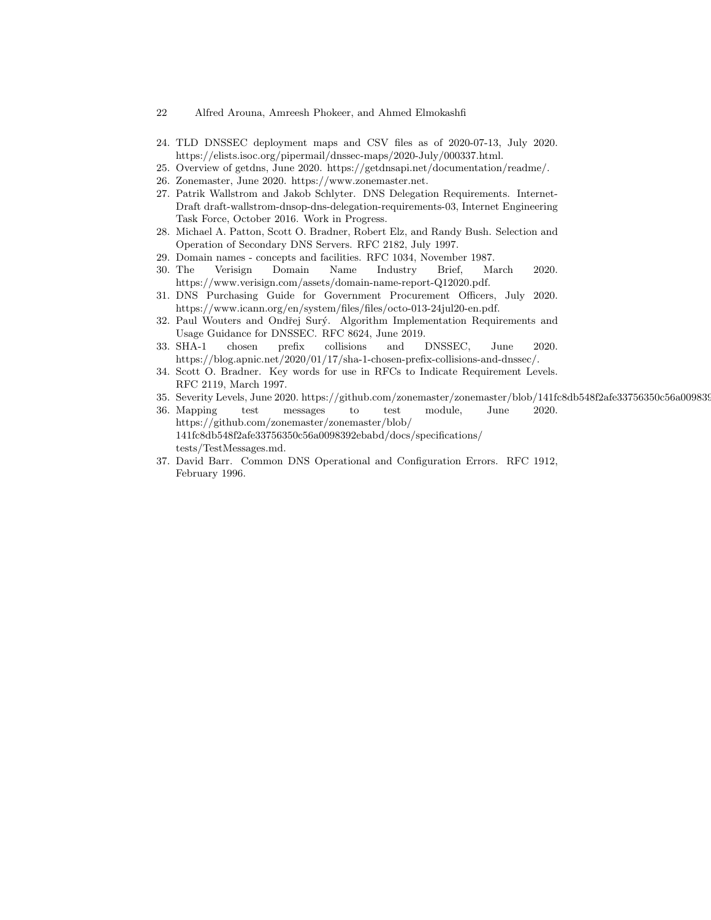24. TLD DNSSEC deployment maps and CSV files as of 2020-07-13, July 2020. https://elists.isoc.org/pipermail/dnssec-maps/2020-July/000337.html.
25. Overview of getdns, June 2020. https://getdnsapi.net/documentation/readme/.
26. Zonemaster, June 2020. https://www.zonemaster.net.
27. Patrik Wallstrom and Jakob Schlyter. DNS Delegation Requirements. Internet-Draft draft-wallstrom-dnsop-dns-delegation-requirements-03, Internet Engineering Task Force, October 2016. Work in Progress.
28. Michael A. Patton, Scott O. Bradner, Robert Elz, and Randy Bush. Selection and Operation of Secondary DNS Servers. RFC 2182, July 1997.
29. Domain names - concepts and facilities. RFC 1034, November 1987.
30. The Verisign Domain Name Industry Brief, March 2020. https://www.verisign.com/assets/domain-name-report-Q12020.pdf.
31. DNS Purchasing Guide for Government Procurement Officers, July 2020. https://www.icann.org/en/system/files/files/octo-013-24jul20-en.pdf.
32. Paul Wouters and Ondřej Surý. Algorithm Implementation Requirements and Usage Guidance for DNSSEC. RFC 8624, June 2019.
33. SHA-1 chosen prefix collisions and DNSSEC, June 2020. https://blog.apnic.net/2020/01/17/sha-1-chosen-prefix-collisions-and-dnssec/.
34. Scott O. Bradner. Key words for use in RFCs to Indicate Requirement Levels. RFC 2119, March 1997.
35. Severity Levels, June 2020. https://github.com/zonemaster/zonemaster/blob/141fc8db548f2afe33756350c56a009839
36. Mapping test messages to test module, June 2020. https://github.com/zonemaster/zonemaster/blob/141fc8db548f2afe33756350c56a0098392ebabd/docs/specifications/tests/TestMessages.md.
37. David Barr. Common DNS Operational and Configuration Errors. RFC 1912, February 1996.